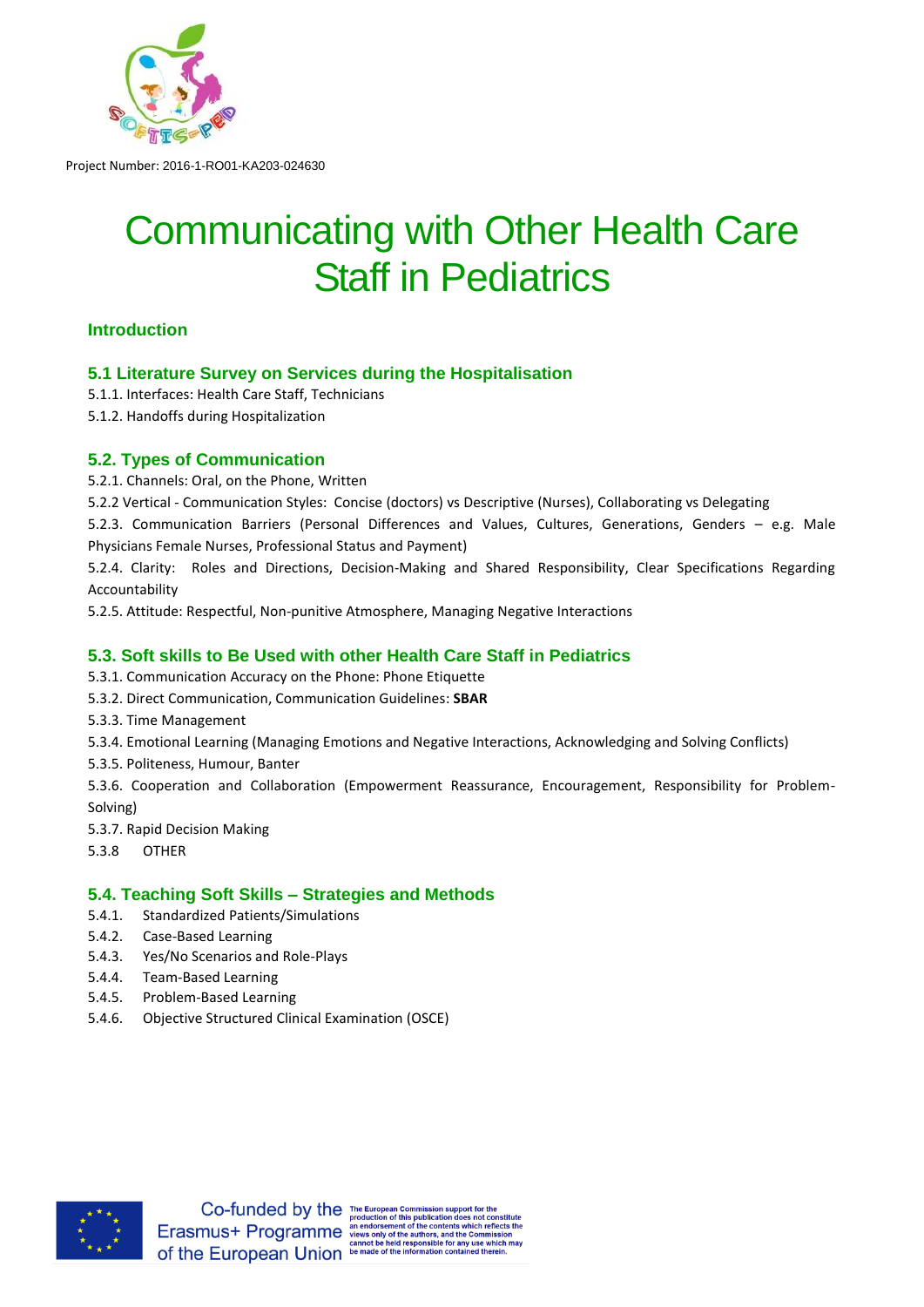Project Number: 2016-1-RO01-KA203-024630

# Communicating with Other Health Care Staff in Pediatrics

### Introduction

### 5.1 Literature Survey on Services during the Hospitalisation

5.1.1. Interfaces: Health Care Staff, Technicians

5.1.2. Handoffs during Hospitalization

### 5.2. Types of Communication

5.2.1. Channels: Oral, on the Phone, Written

5.2.2 Vertical - Communication Styles: Concise (doctors) vs Descriptive (Nurses), Collaborating vs Delegating

5.2.3. Communication Barriers (Personal Differences and Values, Cultures, Generations, Genders – e.g. Male Physicians Female Nurses, Professional Status and Payment)

5.2.4. Clarity: Roles and Directions, Decision-Making and Shared Responsibility, Clear Specifications Regarding Accountability

5.2.5. Attitude: Respectful, Non-punitive Atmosphere, Managing Negative Interactions

### 5.3. Soft skills to Be Used with other Health Care Staff in Pediatrics

5.3.1. Communication Accuracy on the Phone: Phone Etiquette

5.3.2. Direct Communication, Communication Guidelines: **SBAR**

5.3.3. Time Management

5.3.4. Emotional Learning (Managing Emotions and Negative Interactions, Acknowledging and Solving Conflicts)

5.3.5. Politeness, Humour, Banter

5.3.6. Cooperation and Collaboration (Empowerment Reassurance, Encouragement, Responsibility for Problem-Solving)

5.3.7. Rapid Decision Making

5.3.8 OTHER

### 5.4. Teaching Soft Skills – Strategies and Methods

5.4.1. Standardized Patients/Simulations

5.4.2. Case-Based Learning

5.4.3. Yes/No Scenarios and Role-Plays

5.4.4. Team-Based Learning

5.4.5. Problem-Based Learning

5.4.6. Objective Structured Clinical Examination (OSCE)

Co-funded by the Erasmus+ Programme of the European Union

The European Commission support for the production of this publication does not constitute an endorsement of the contents which reflects the views only of the authors, and the Commission cannot be held responsible for any use which may be made of the information contained therein.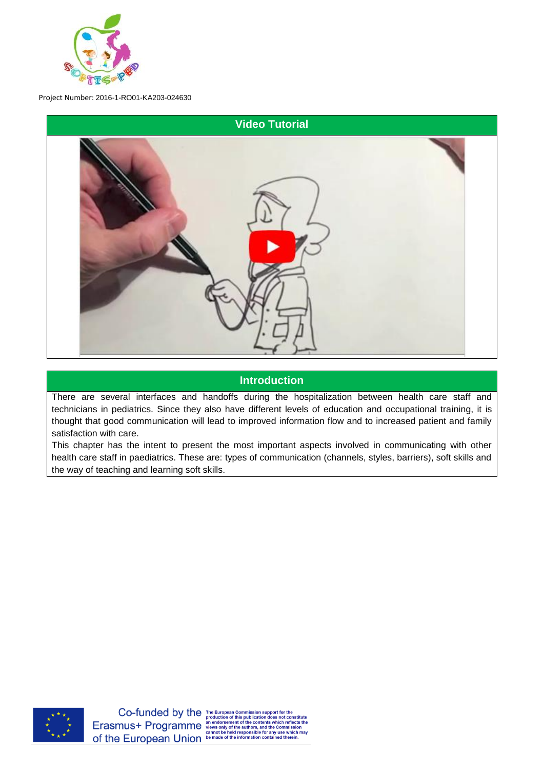Project Number: 2016-1-RO01-KA203-024630

## Video Tutorial

## Introduction

There are several interfaces and handoffs during the hospitalization between health care staff and technicians in pediatrics. Since they also have different levels of education and occupational training, it is thought that good communication will lead to improved information flow and to increased patient and family satisfaction with care.

This chapter has the intent to present the most important aspects involved in communicating with other health care staff in paediatrics. These are: types of communication (channels, styles, barriers), soft skills and the way of teaching and learning soft skills.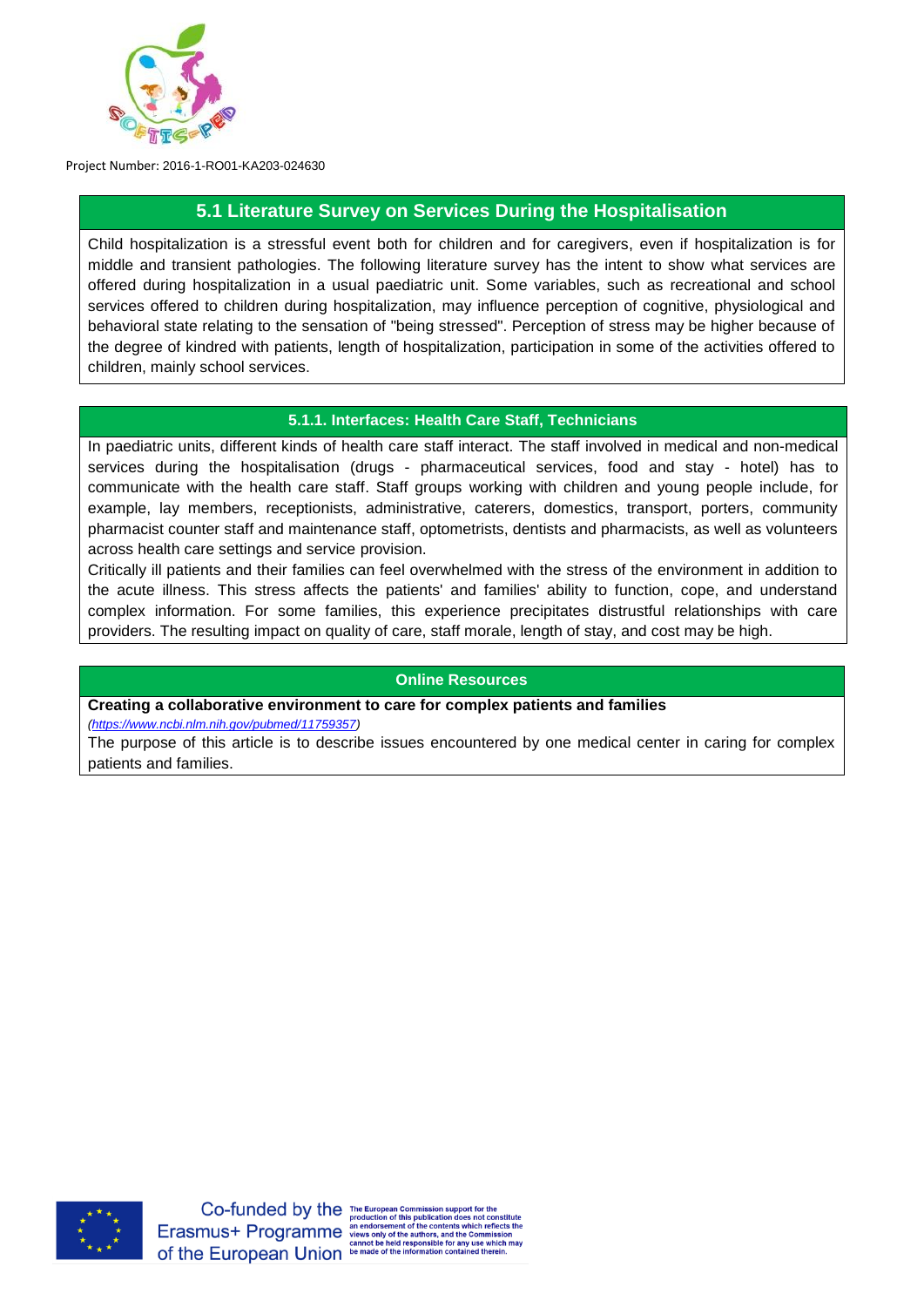## 5.1 Literature Survey on Services During the Hospitalisation

Child hospitalization is a stressful event both for children and for caregivers, even if hospitalization is for middle and transient pathologies. The following literature survey has the intent to show what services are offered during hospitalization in a usual paediatric unit. Some variables, such as recreational and school services offered to children during hospitalization, may influence perception of cognitive, physiological and behavioral state relating to the sensation of "being stressed". Perception of stress may be higher because of the degree of kindred with patients, length of hospitalization, participation in some of the activities offered to children, mainly school services.

### 5.1.1. Interfaces: Health Care Staff, Technicians

In paediatric units, different kinds of health care staff interact. The staff involved in medical and non-medical services during the hospitalisation (drugs - pharmaceutical services, food and stay - hotel) has to communicate with the health care staff. Staff groups working with children and young people include, for example, lay members, receptionists, administrative, caterers, domestics, transport, porters, community pharmacist counter staff and maintenance staff, optometrists, dentists and pharmacists, as well as volunteers across health care settings and service provision.

Critically ill patients and their families can feel overwhelmed with the stress of the environment in addition to the acute illness. This stress affects the patients' and families' ability to function, cope, and understand complex information. For some families, this experience precipitates distrustful relationships with care providers. The resulting impact on quality of care, staff morale, length of stay, and cost may be high.

### Online Resources

**Creating a collaborative environment to care for complex patients and families**

*(https://www.ncbi.nlm.nih.gov/pubmed/11759357)*

The purpose of this article is to describe issues encountered by one medical center in caring for complex patients and families.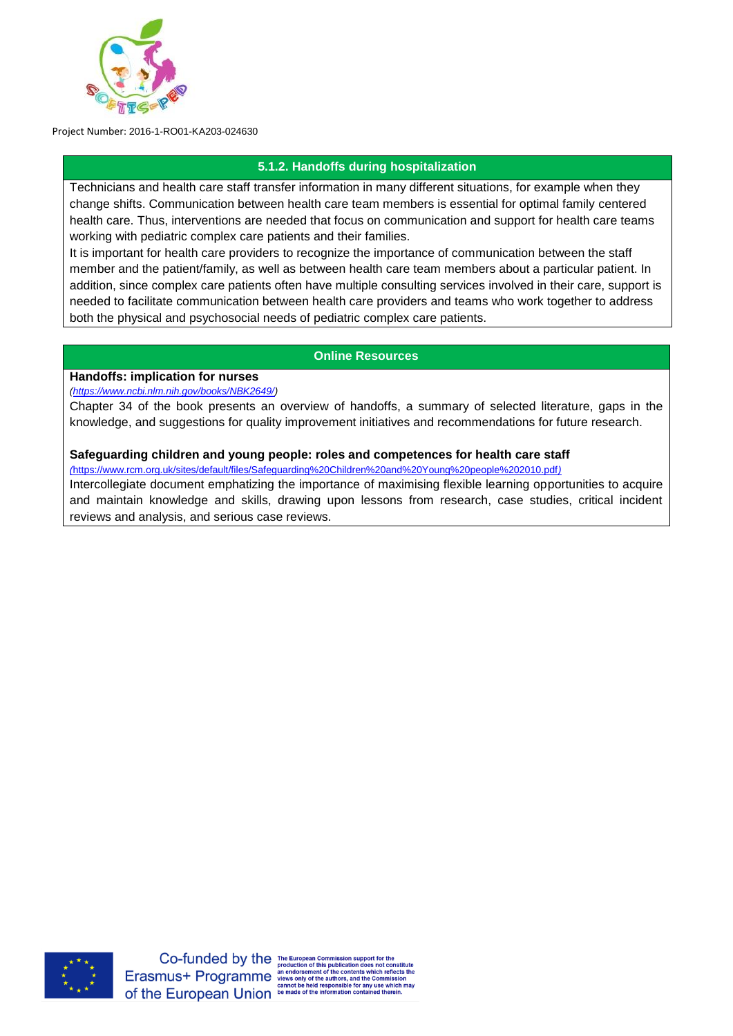### 5.1.2. Handoffs during hospitalization

Technicians and health care staff transfer information in many different situations, for example when they change shifts. Communication between health care team members is essential for optimal family centered health care. Thus, interventions are needed that focus on communication and support for health care teams working with pediatric complex care patients and their families.

It is important for health care providers to recognize the importance of communication between the staff member and the patient/family, as well as between health care team members about a particular patient. In addition, since complex care patients often have multiple consulting services involved in their care, support is needed to facilitate communication between health care providers and teams who work together to address both the physical and psychosocial needs of pediatric complex care patients.

### Online Resources

**Handoffs: implication for nurses**

*(https://www.ncbi.nlm.nih.gov/books/NBK2649/)*

Chapter 34 of the book presents an overview of handoffs, a summary of selected literature, gaps in the knowledge, and suggestions for quality improvement initiatives and recommendations for future research.

**Safeguarding children and young people: roles and competences for health care staff**

*(https://www.rcm.org.uk/sites/default/files/Safeguarding%20Children%20and%20Young%20people%202010.pdf)*

Intercollegiate document emphatizing the importance of maximising flexible learning opportunities to acquire and maintain knowledge and skills, drawing upon lessons from research, case studies, critical incident reviews and analysis, and serious case reviews.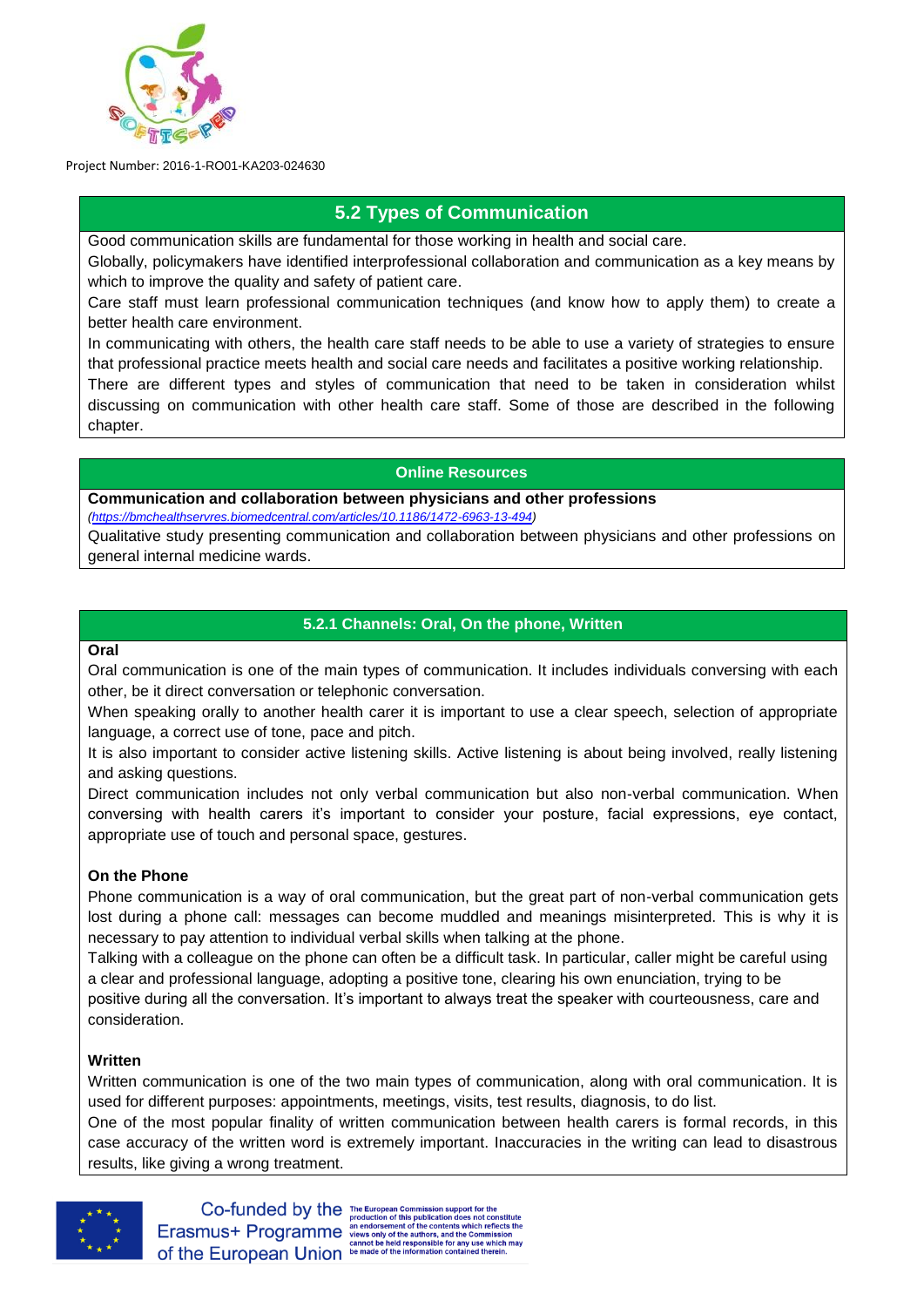## 5.2 Types of Communication

Good communication skills are fundamental for those working in health and social care.

Globally, policymakers have identified interprofessional collaboration and communication as a key means by which to improve the quality and safety of patient care.

Care staff must learn professional communication techniques (and know how to apply them) to create a better health care environment.

In communicating with others, the health care staff needs to be able to use a variety of strategies to ensure that professional practice meets health and social care needs and facilitates a positive working relationship.

There are different types and styles of communication that need to be taken in consideration whilst discussing on communication with other health care staff. Some of those are described in the following chapter.

**Online Resources**

**Communication and collaboration between physicians and other professions**
*(https://bmchealthservres.biomedcentral.com/articles/10.1186/1472-6963-13-494)*

Qualitative study presenting communication and collaboration between physicians and other professions on general internal medicine wards.

### 5.2.1 Channels: Oral, On the phone, Written

**Oral**

Oral communication is one of the main types of communication. It includes individuals conversing with each other, be it direct conversation or telephonic conversation.

When speaking orally to another health carer it is important to use a clear speech, selection of appropriate language, a correct use of tone, pace and pitch.

It is also important to consider active listening skills. Active listening is about being involved, really listening and asking questions.

Direct communication includes not only verbal communication but also non-verbal communication. When conversing with health carers it's important to consider your posture, facial expressions, eye contact, appropriate use of touch and personal space, gestures.

**On the Phone**

Phone communication is a way of oral communication, but the great part of non-verbal communication gets lost during a phone call: messages can become muddled and meanings misinterpreted. This is why it is necessary to pay attention to individual verbal skills when talking at the phone.

Talking with a colleague on the phone can often be a difficult task. In particular, caller might be careful using a clear and professional language, adopting a positive tone, clearing his own enunciation, trying to be positive during all the conversation. It's important to always treat the speaker with courteousness, care and consideration.

**Written**

Written communication is one of the two main types of communication, along with oral communication. It is used for different purposes: appointments, meetings, visits, test results, diagnosis, to do list.

One of the most popular finality of written communication between health carers is formal records, in this case accuracy of the written word is extremely important. Inaccuracies in the writing can lead to disastrous results, like giving a wrong treatment.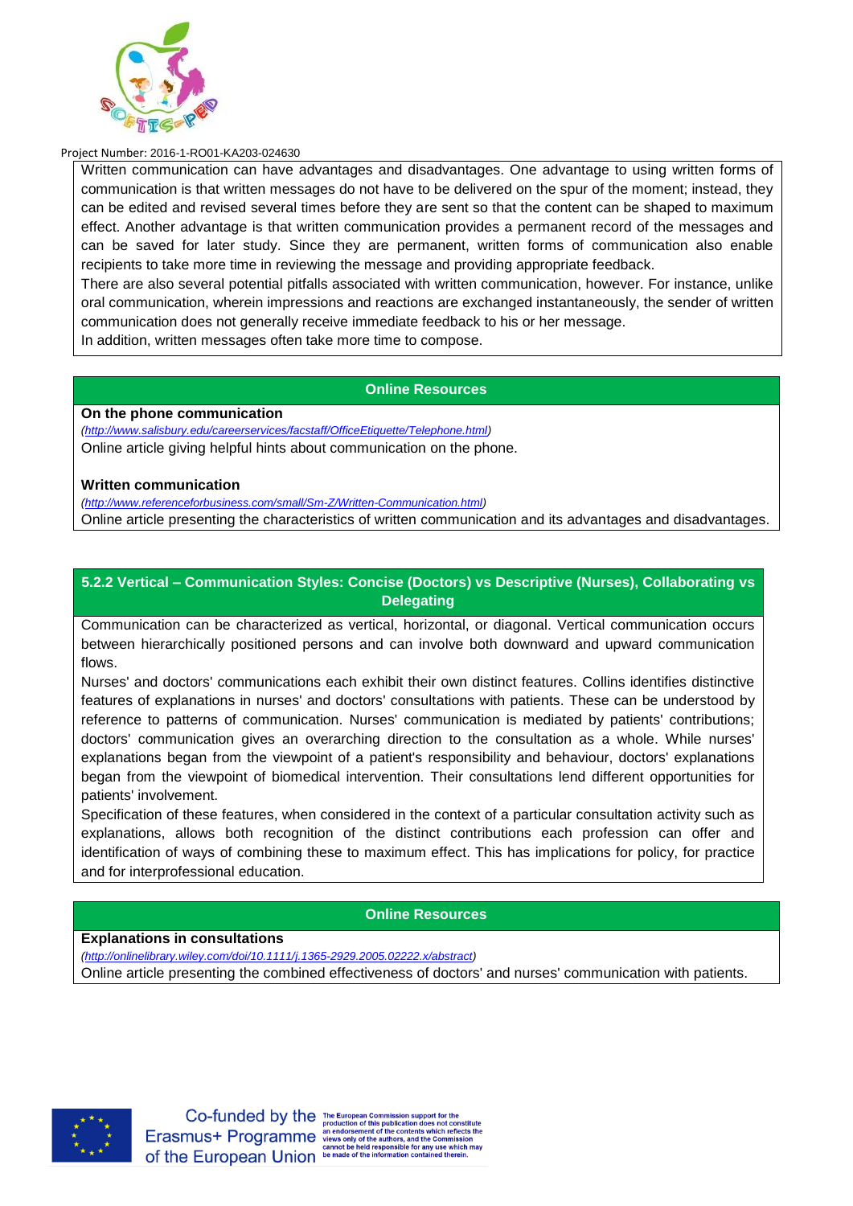Written communication can have advantages and disadvantages. One advantage to using written forms of communication is that written messages do not have to be delivered on the spur of the moment; instead, they can be edited and revised several times before they are sent so that the content can be shaped to maximum effect. Another advantage is that written communication provides a permanent record of the messages and can be saved for later study. Since they are permanent, written forms of communication also enable recipients to take more time in reviewing the message and providing appropriate feedback.

There are also several potential pitfalls associated with written communication, however. For instance, unlike oral communication, wherein impressions and reactions are exchanged instantaneously, the sender of written communication does not generally receive immediate feedback to his or her message.

In addition, written messages often take more time to compose.

**Online Resources**

**On the phone communication**

*(http://www.salisbury.edu/careerservices/facstaff/OfficeEtiquette/Telephone.html)*

Online article giving helpful hints about communication on the phone.

**Written communication**

*(http://www.referenceforbusiness.com/small/Sm-Z/Written-Communication.html)*

Online article presenting the characteristics of written communication and its advantages and disadvantages.

### 5.2.2 Vertical – Communication Styles: Concise (Doctors) vs Descriptive (Nurses), Collaborating vs Delegating

Communication can be characterized as vertical, horizontal, or diagonal. Vertical communication occurs between hierarchically positioned persons and can involve both downward and upward communication flows.

Nurses' and doctors' communications each exhibit their own distinct features. Collins identifies distinctive features of explanations in nurses' and doctors' consultations with patients. These can be understood by reference to patterns of communication. Nurses' communication is mediated by patients' contributions; doctors' communication gives an overarching direction to the consultation as a whole. While nurses' explanations began from the viewpoint of a patient's responsibility and behaviour, doctors' explanations began from the viewpoint of biomedical intervention. Their consultations lend different opportunities for patients' involvement.

Specification of these features, when considered in the context of a particular consultation activity such as explanations, allows both recognition of the distinct contributions each profession can offer and identification of ways of combining these to maximum effect. This has implications for policy, for practice and for interprofessional education.

**Online Resources**

**Explanations in consultations**

*(http://onlinelibrary.wiley.com/doi/10.1111/j.1365-2929.2005.02222.x/abstract)*

Online article presenting the combined effectiveness of doctors' and nurses' communication with patients.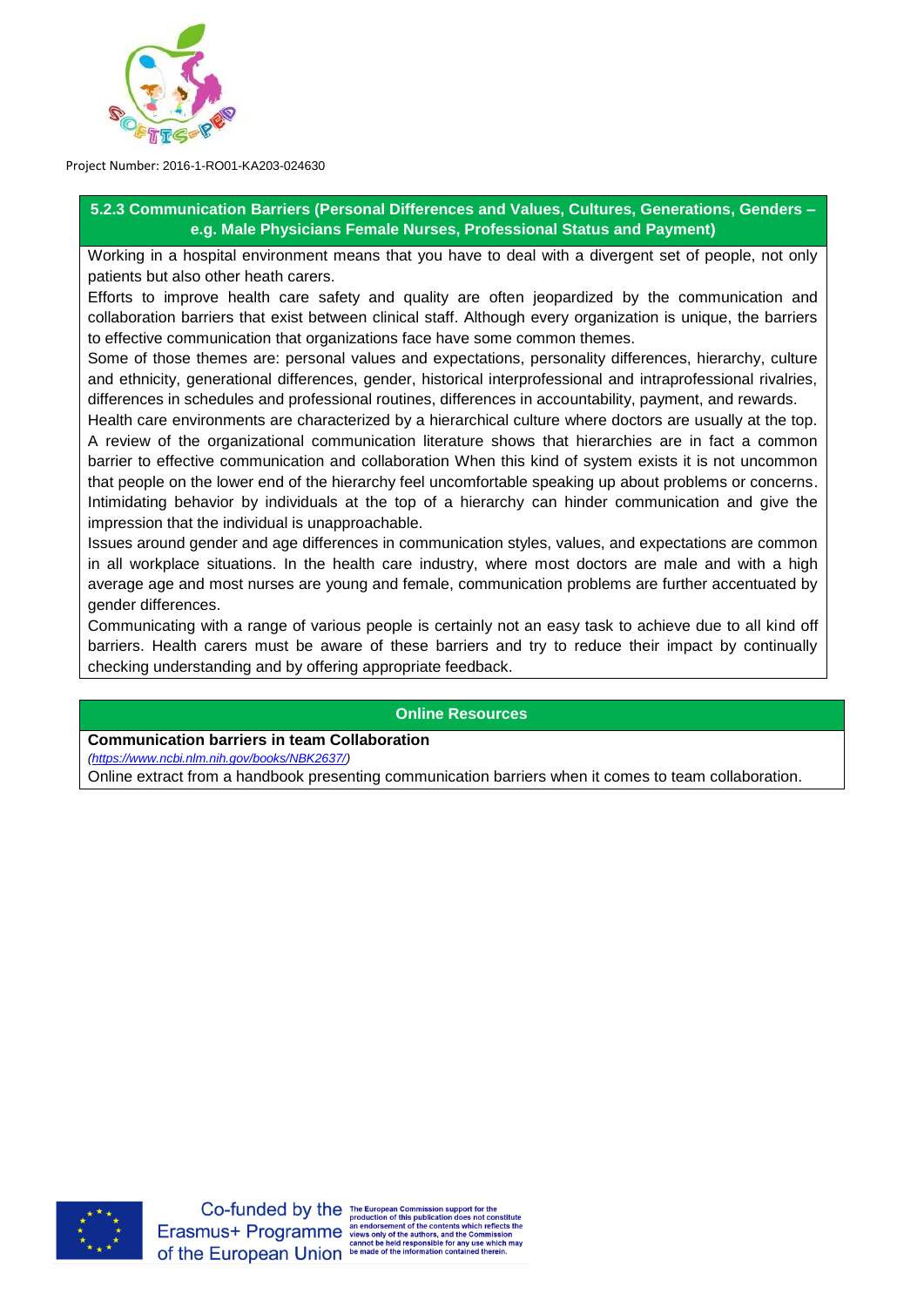### 5.2.3 Communication Barriers (Personal Differences and Values, Cultures, Generations, Genders – e.g. Male Physicians Female Nurses, Professional Status and Payment)

Working in a hospital environment means that you have to deal with a divergent set of people, not only patients but also other heath carers.

Efforts to improve health care safety and quality are often jeopardized by the communication and collaboration barriers that exist between clinical staff. Although every organization is unique, the barriers to effective communication that organizations face have some common themes.

Some of those themes are: personal values and expectations, personality differences, hierarchy, culture and ethnicity, generational differences, gender, historical interprofessional and intraprofessional rivalries, differences in schedules and professional routines, differences in accountability, payment, and rewards.

Health care environments are characterized by a hierarchical culture where doctors are usually at the top. A review of the organizational communication literature shows that hierarchies are in fact a common barrier to effective communication and collaboration When this kind of system exists it is not uncommon that people on the lower end of the hierarchy feel uncomfortable speaking up about problems or concerns. Intimidating behavior by individuals at the top of a hierarchy can hinder communication and give the impression that the individual is unapproachable.

Issues around gender and age differences in communication styles, values, and expectations are common in all workplace situations. In the health care industry, where most doctors are male and with a high average age and most nurses are young and female, communication problems are further accentuated by gender differences.

Communicating with a range of various people is certainly not an easy task to achieve due to all kind off barriers. Health carers must be aware of these barriers and try to reduce their impact by continually checking understanding and by offering appropriate feedback.

**Online Resources**

**Communication barriers in team Collaboration**

*(https://www.ncbi.nlm.nih.gov/books/NBK2637/)*

Online extract from a handbook presenting communication barriers when it comes to team collaboration.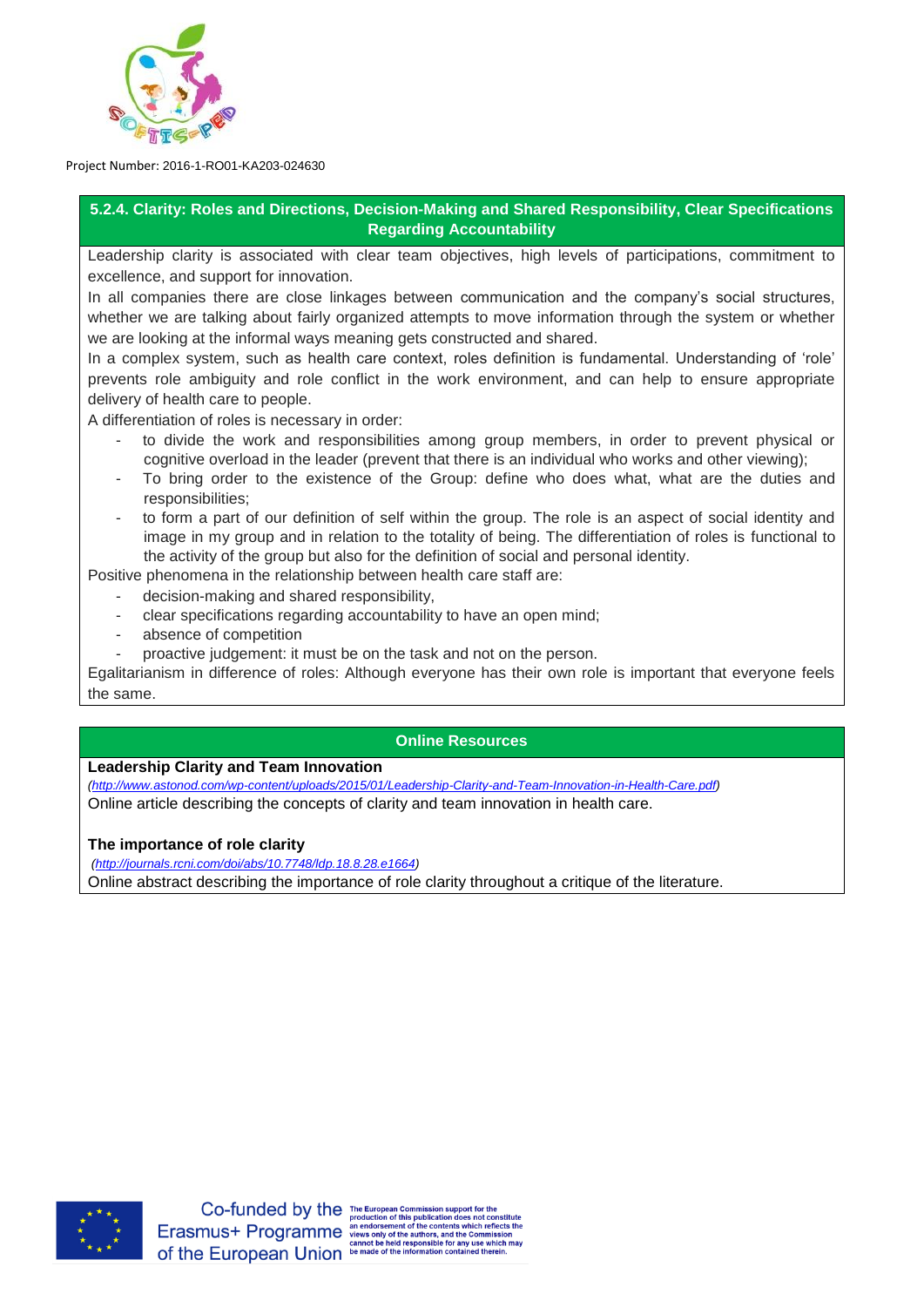### 5.2.4. Clarity: Roles and Directions, Decision-Making and Shared Responsibility, Clear Specifications Regarding Accountability

Leadership clarity is associated with clear team objectives, high levels of participations, commitment to excellence, and support for innovation.

In all companies there are close linkages between communication and the company's social structures, whether we are talking about fairly organized attempts to move information through the system or whether we are looking at the informal ways meaning gets constructed and shared.

In a complex system, such as health care context, roles definition is fundamental. Understanding of 'role' prevents role ambiguity and role conflict in the work environment, and can help to ensure appropriate delivery of health care to people.

A differentiation of roles is necessary in order:

- to divide the work and responsibilities among group members, in order to prevent physical or cognitive overload in the leader (prevent that there is an individual who works and other viewing);
- To bring order to the existence of the Group: define who does what, what are the duties and responsibilities;
- to form a part of our definition of self within the group. The role is an aspect of social identity and image in my group and in relation to the totality of being. The differentiation of roles is functional to the activity of the group but also for the definition of social and personal identity.

Positive phenomena in the relationship between health care staff are:

- decision-making and shared responsibility,
- clear specifications regarding accountability to have an open mind;
- absence of competition
- proactive judgement: it must be on the task and not on the person.

Egalitarianism in difference of roles: Although everyone has their own role is important that everyone feels the same.

### Online Resources

**Leadership Clarity and Team Innovation**

*(http://www.astonod.com/wp-content/uploads/2015/01/Leadership-Clarity-and-Team-Innovation-in-Health-Care.pdf)*

Online article describing the concepts of clarity and team innovation in health care.

**The importance of role clarity**

*(http://journals.rcni.com/doi/abs/10.7748/ldp.18.8.28.e1664)*

Online abstract describing the importance of role clarity throughout a critique of the literature.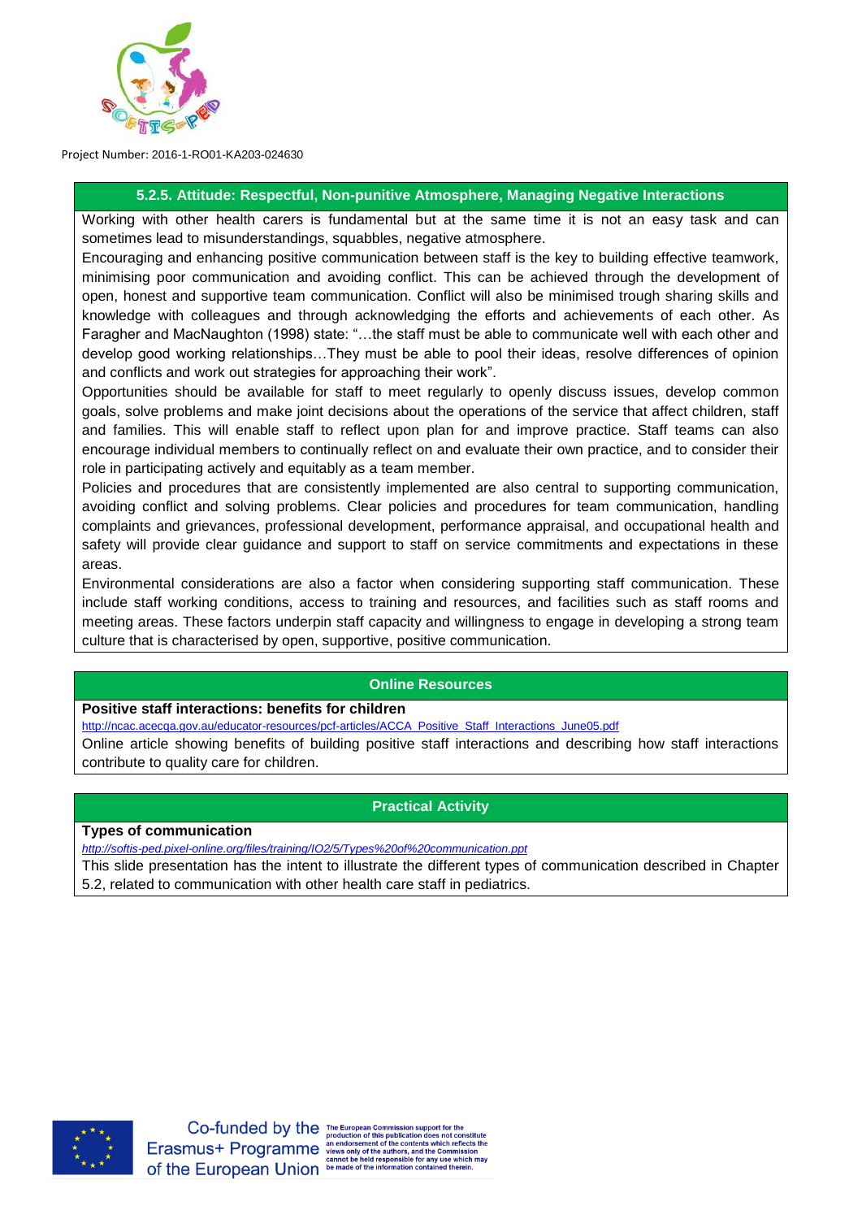### 5.2.5. Attitude: Respectful, Non-punitive Atmosphere, Managing Negative Interactions

Working with other health carers is fundamental but at the same time it is not an easy task and can sometimes lead to misunderstandings, squabbles, negative atmosphere.

Encouraging and enhancing positive communication between staff is the key to building effective teamwork, minimising poor communication and avoiding conflict. This can be achieved through the development of open, honest and supportive team communication. Conflict will also be minimised trough sharing skills and knowledge with colleagues and through acknowledging the efforts and achievements of each other. As Faragher and MacNaughton (1998) state: "…the staff must be able to communicate well with each other and develop good working relationships…They must be able to pool their ideas, resolve differences of opinion and conflicts and work out strategies for approaching their work".

Opportunities should be available for staff to meet regularly to openly discuss issues, develop common goals, solve problems and make joint decisions about the operations of the service that affect children, staff and families. This will enable staff to reflect upon plan for and improve practice. Staff teams can also encourage individual members to continually reflect on and evaluate their own practice, and to consider their role in participating actively and equitably as a team member.

Policies and procedures that are consistently implemented are also central to supporting communication, avoiding conflict and solving problems. Clear policies and procedures for team communication, handling complaints and grievances, professional development, performance appraisal, and occupational health and safety will provide clear guidance and support to staff on service commitments and expectations in these areas.

Environmental considerations are also a factor when considering supporting staff communication. These include staff working conditions, access to training and resources, and facilities such as staff rooms and meeting areas. These factors underpin staff capacity and willingness to engage in developing a strong team culture that is characterised by open, supportive, positive communication.

### Online Resources

**Positive staff interactions: benefits for children**

http://ncac.acecqa.gov.au/educator-resources/pcf-articles/ACCA_Positive_Staff_Interactions_June05.pdf

Online article showing benefits of building positive staff interactions and describing how staff interactions contribute to quality care for children.

### Practical Activity

**Types of communication**

*http://softis-ped.pixel-online.org/files/training/IO2/5/Types%20of%20communication.ppt*

This slide presentation has the intent to illustrate the different types of communication described in Chapter 5.2, related to communication with other health care staff in pediatrics.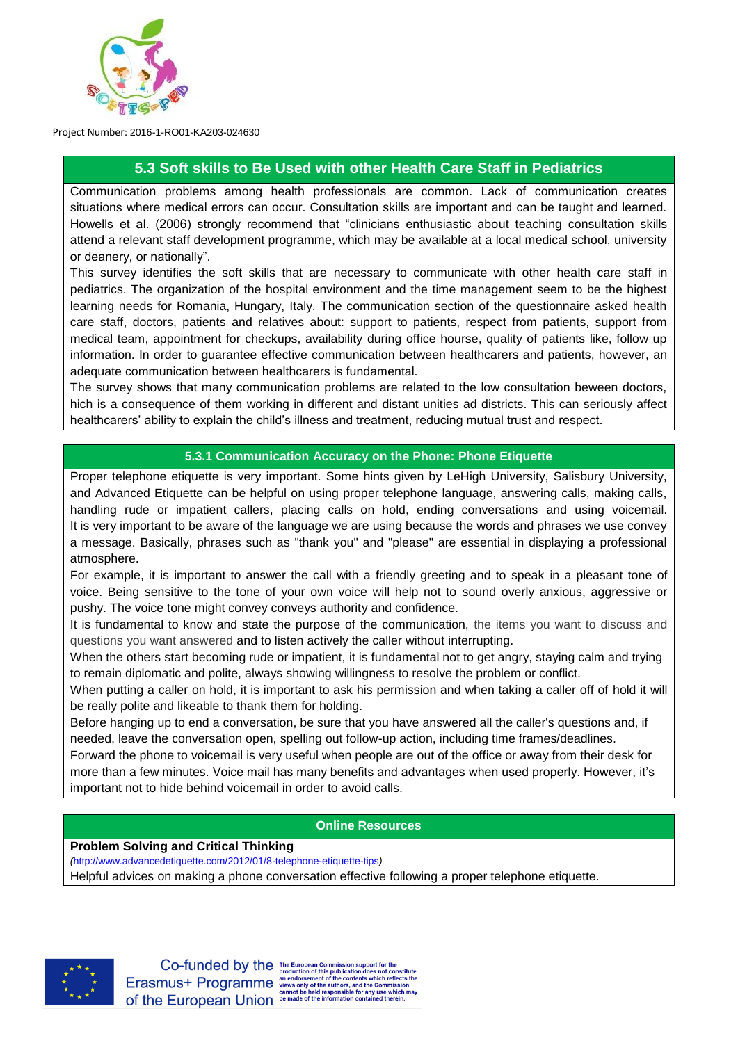## 5.3 Soft skills to Be Used with other Health Care Staff in Pediatrics

Communication problems among health professionals are common. Lack of communication creates situations where medical errors can occur. Consultation skills are important and can be taught and learned. Howells et al. (2006) strongly recommend that “clinicians enthusiastic about teaching consultation skills attend a relevant staff development programme, which may be available at a local medical school, university or deanery, or nationally”.

This survey identifies the soft skills that are necessary to communicate with other health care staff in pediatrics. The organization of the hospital environment and the time management seem to be the highest learning needs for Romania, Hungary, Italy. The communication section of the questionnaire asked health care staff, doctors, patients and relatives about: support to patients, respect from patients, support from medical team, appointment for checkups, availability during office hourse, quality of patients like, follow up information. In order to guarantee effective communication between healthcarers and patients, however, an adequate communication between healthcarers is fundamental.

The survey shows that many communication problems are related to the low consultation beween doctors, hich is a consequence of them working in different and distant unities ad districts. This can seriously affect healthcarers’ ability to explain the child’s illness and treatment, reducing mutual trust and respect.

### 5.3.1 Communication Accuracy on the Phone: Phone Etiquette

Proper telephone etiquette is very important. Some hints given by LeHigh University, Salisbury University, and Advanced Etiquette can be helpful on using proper telephone language, answering calls, making calls, handling rude or impatient callers, placing calls on hold, ending conversations and using voicemail. It is very important to be aware of the language we are using because the words and phrases we use convey a message. Basically, phrases such as "thank you" and "please" are essential in displaying a professional atmosphere.

For example, it is important to answer the call with a friendly greeting and to speak in a pleasant tone of voice. Being sensitive to the tone of your own voice will help not to sound overly anxious, aggressive or pushy. The voice tone might convey conveys authority and confidence.

It is fundamental to know and state the purpose of the communication, the items you want to discuss and questions you want answered and to listen actively the caller without interrupting.

When the others start becoming rude or impatient, it is fundamental not to get angry, staying calm and trying to remain diplomatic and polite, always showing willingness to resolve the problem or conflict.

When putting a caller on hold, it is important to ask his permission and when taking a caller off of hold it will be really polite and likeable to thank them for holding.

Before hanging up to end a conversation, be sure that you have answered all the caller's questions and, if needed, leave the conversation open, spelling out follow-up action, including time frames/deadlines.

Forward the phone to voicemail is very useful when people are out of the office or away from their desk for more than a few minutes. Voice mail has many benefits and advantages when used properly. However, it’s important not to hide behind voicemail in order to avoid calls.

### Online Resources

**Problem Solving and Critical Thinking**

*(http://www.advancedetiquette.com/2012/01/8-telephone-etiquette-tips)*

Helpful advices on making a phone conversation effective following a proper telephone etiquette.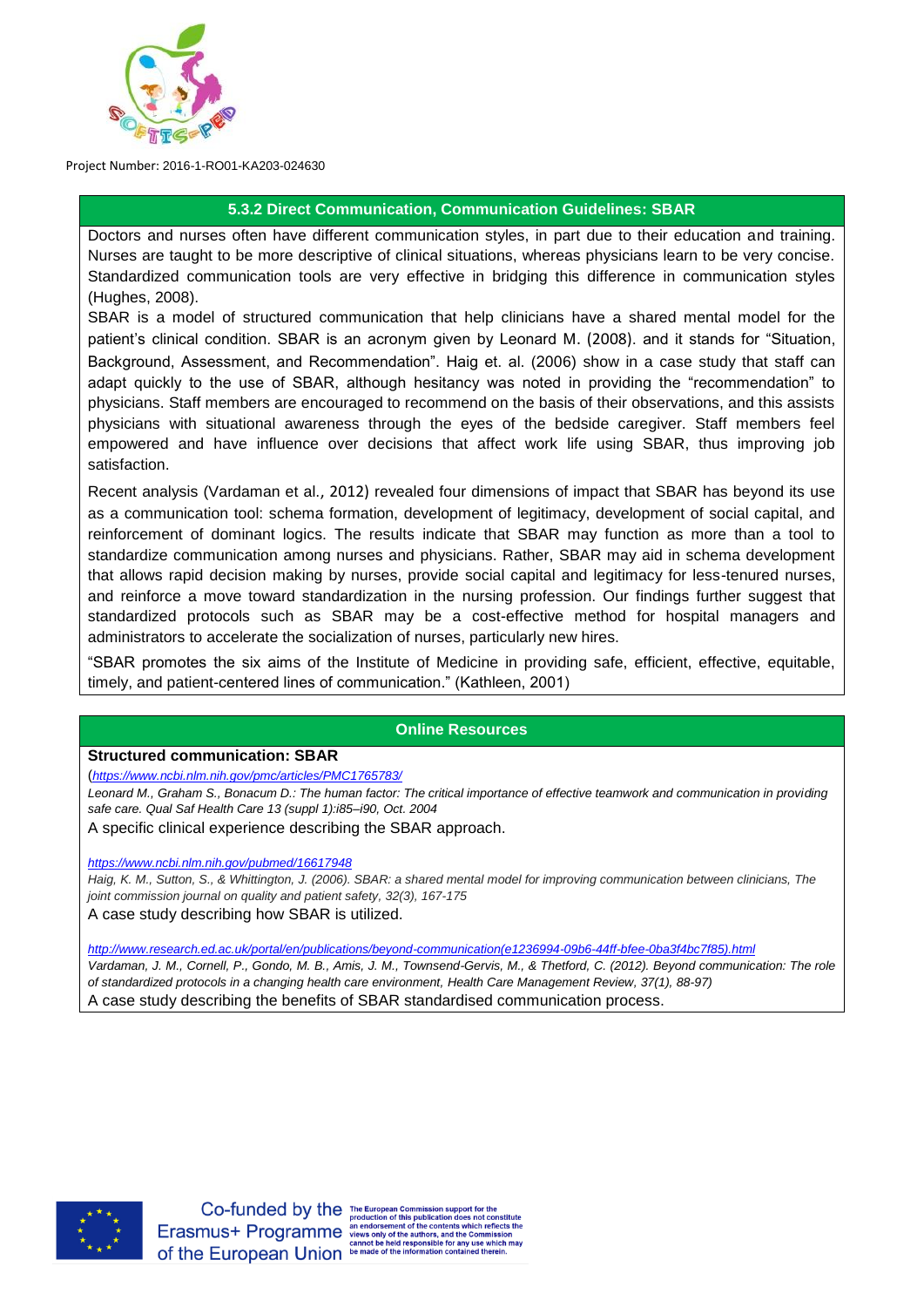### 5.3.2 Direct Communication, Communication Guidelines: SBAR

Doctors and nurses often have different communication styles, in part due to their education and training. Nurses are taught to be more descriptive of clinical situations, whereas physicians learn to be very concise. Standardized communication tools are very effective in bridging this difference in communication styles (Hughes, 2008).

SBAR is a model of structured communication that help clinicians have a shared mental model for the patient's clinical condition. SBAR is an acronym given by Leonard M. (2008). and it stands for "Situation, Background, Assessment, and Recommendation". Haig et. al. (2006) show in a case study that staff can adapt quickly to the use of SBAR, although hesitancy was noted in providing the "recommendation" to physicians. Staff members are encouraged to recommend on the basis of their observations, and this assists physicians with situational awareness through the eyes of the bedside caregiver. Staff members feel empowered and have influence over decisions that affect work life using SBAR, thus improving job satisfaction.

Recent analysis (Vardaman et al., 2012) revealed four dimensions of impact that SBAR has beyond its use as a communication tool: schema formation, development of legitimacy, development of social capital, and reinforcement of dominant logics. The results indicate that SBAR may function as more than a tool to standardize communication among nurses and physicians. Rather, SBAR may aid in schema development that allows rapid decision making by nurses, provide social capital and legitimacy for less-tenured nurses, and reinforce a move toward standardization in the nursing profession. Our findings further suggest that standardized protocols such as SBAR may be a cost-effective method for hospital managers and administrators to accelerate the socialization of nurses, particularly new hires.

"SBAR promotes the six aims of the Institute of Medicine in providing safe, efficient, effective, equitable, timely, and patient-centered lines of communication." (Kathleen, 2001)

### Online Resources

**Structured communication: SBAR**

(*https://www.ncbi.nlm.nih.gov/pmc/articles/PMC1765783/*

*Leonard M., Graham S., Bonacum D.: The human factor: The critical importance of effective teamwork and communication in providing safe care. Qual Saf Health Care 13 (suppl 1):i85–i90, Oct. 2004*

A specific clinical experience describing the SBAR approach.

*https://www.ncbi.nlm.nih.gov/pubmed/16617948*

*Haig, K. M., Sutton, S., & Whittington, J. (2006). SBAR: a shared mental model for improving communication between clinicians, The joint commission journal on quality and patient safety, 32(3), 167-175*

A case study describing how SBAR is utilized.

*http://www.research.ed.ac.uk/portal/en/publications/beyond-communication(e1236994-09b6-44ff-bfee-0ba3f4bc7f85).html*

*Vardaman, J. M., Cornell, P., Gondo, M. B., Amis, J. M., Townsend-Gervis, M., & Thetford, C. (2012). Beyond communication: The role of standardized protocols in a changing health care environment, Health Care Management Review, 37(1), 88-97)*

A case study describing the benefits of SBAR standardised communication process.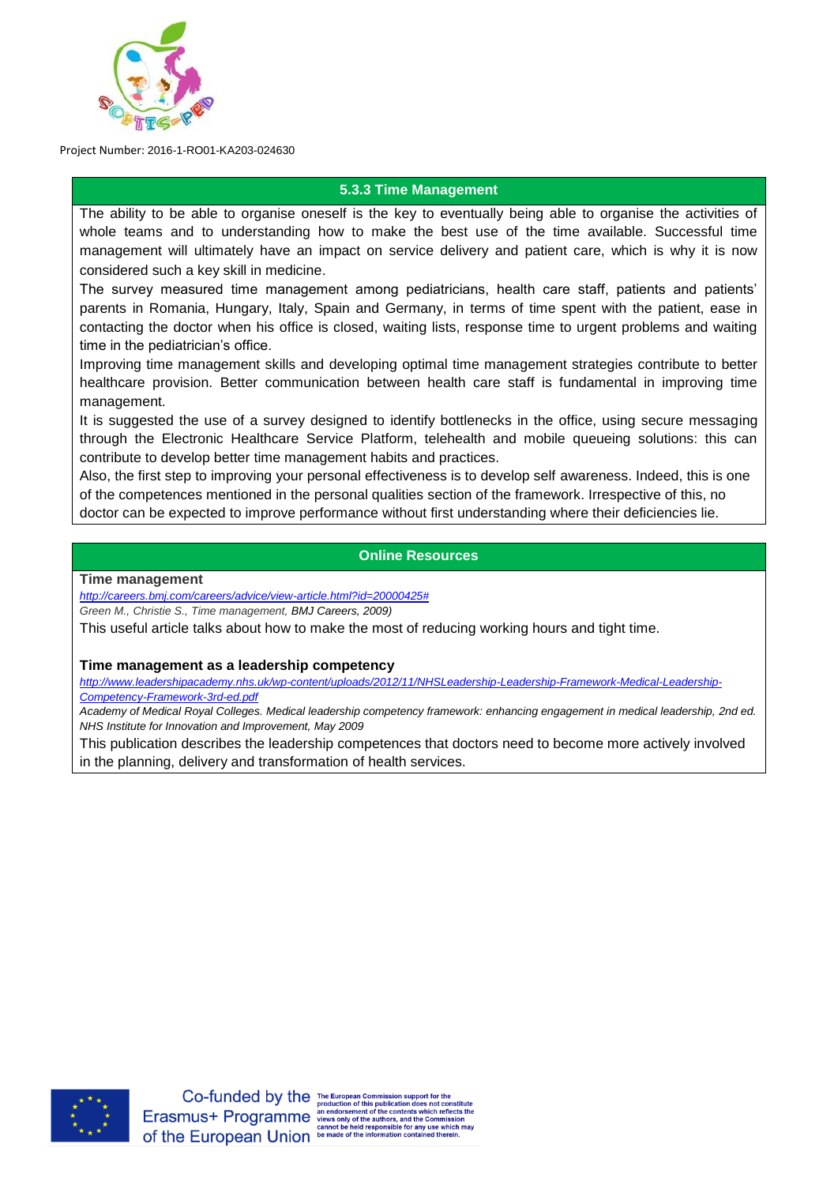### 5.3.3 Time Management

The ability to be able to organise oneself is the key to eventually being able to organise the activities of whole teams and to understanding how to make the best use of the time available. Successful time management will ultimately have an impact on service delivery and patient care, which is why it is now considered such a key skill in medicine.

The survey measured time management among pediatricians, health care staff, patients and patients' parents in Romania, Hungary, Italy, Spain and Germany, in terms of time spent with the patient, ease in contacting the doctor when his office is closed, waiting lists, response time to urgent problems and waiting time in the pediatrician's office.

Improving time management skills and developing optimal time management strategies contribute to better healthcare provision. Better communication between health care staff is fundamental in improving time management.

It is suggested the use of a survey designed to identify bottlenecks in the office, using secure messaging through the Electronic Healthcare Service Platform, telehealth and mobile queueing solutions: this can contribute to develop better time management habits and practices.

Also, the first step to improving your personal effectiveness is to develop self awareness. Indeed, this is one of the competences mentioned in the personal qualities section of the framework. Irrespective of this, no doctor can be expected to improve performance without first understanding where their deficiencies lie.

### Online Resources

**Time management**

*http://careers.bmj.com/careers/advice/view-article.html?id=20000425#*

*Green M., Christie S., Time management, BMJ Careers, 2009)*

This useful article talks about how to make the most of reducing working hours and tight time.

**Time management as a leadership competency**

*http://www.leadershipacademy.nhs.uk/wp-content/uploads/2012/11/NHSLeadership-Leadership-Framework-Medical-Leadership-Competency-Framework-3rd-ed.pdf*

*Academy of Medical Royal Colleges. Medical leadership competency framework: enhancing engagement in medical leadership, 2nd ed. NHS Institute for Innovation and Improvement, May 2009*

This publication describes the leadership competences that doctors need to become more actively involved in the planning, delivery and transformation of health services.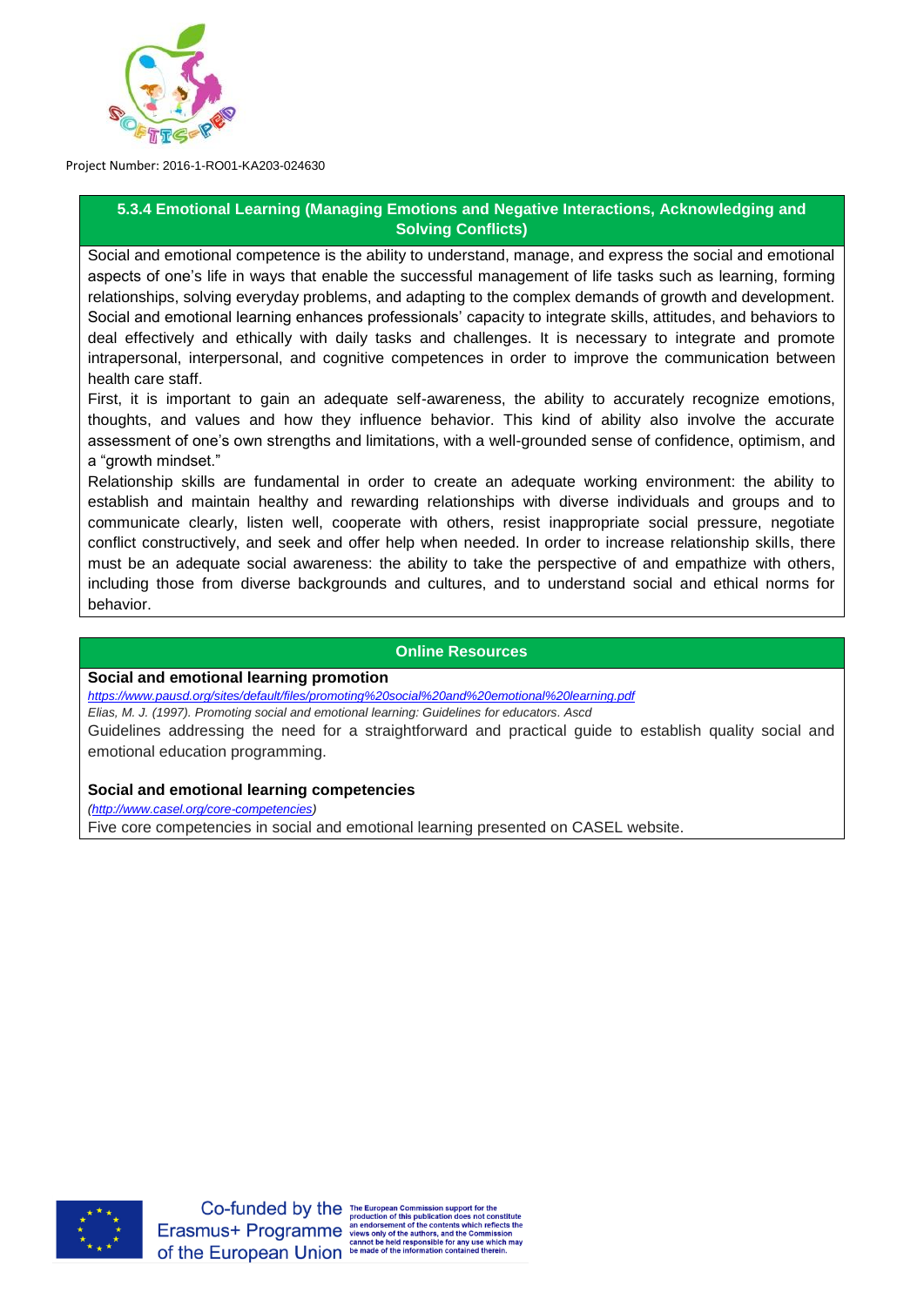### 5.3.4 Emotional Learning (Managing Emotions and Negative Interactions, Acknowledging and Solving Conflicts)

Social and emotional competence is the ability to understand, manage, and express the social and emotional aspects of one's life in ways that enable the successful management of life tasks such as learning, forming relationships, solving everyday problems, and adapting to the complex demands of growth and development. Social and emotional learning enhances professionals' capacity to integrate skills, attitudes, and behaviors to deal effectively and ethically with daily tasks and challenges. It is necessary to integrate and promote intrapersonal, interpersonal, and cognitive competences in order to improve the communication between health care staff.

First, it is important to gain an adequate self-awareness, the ability to accurately recognize emotions, thoughts, and values and how they influence behavior. This kind of ability also involve the accurate assessment of one's own strengths and limitations, with a well-grounded sense of confidence, optimism, and a "growth mindset."

Relationship skills are fundamental in order to create an adequate working environment: the ability to establish and maintain healthy and rewarding relationships with diverse individuals and groups and to communicate clearly, listen well, cooperate with others, resist inappropriate social pressure, negotiate conflict constructively, and seek and offer help when needed. In order to increase relationship skills, there must be an adequate social awareness: the ability to take the perspective of and empathize with others, including those from diverse backgrounds and cultures, and to understand social and ethical norms for behavior.

### Online Resources

**Social and emotional learning promotion**

*https://www.pausd.org/sites/default/files/promoting%20social%20and%20emotional%20learning.pdf*

*Elias, M. J. (1997). Promoting social and emotional learning: Guidelines for educators. Ascd*

Guidelines addressing the need for a straightforward and practical guide to establish quality social and emotional education programming.

**Social and emotional learning competencies**

*(http://www.casel.org/core-competencies)*

Five core competencies in social and emotional learning presented on CASEL website.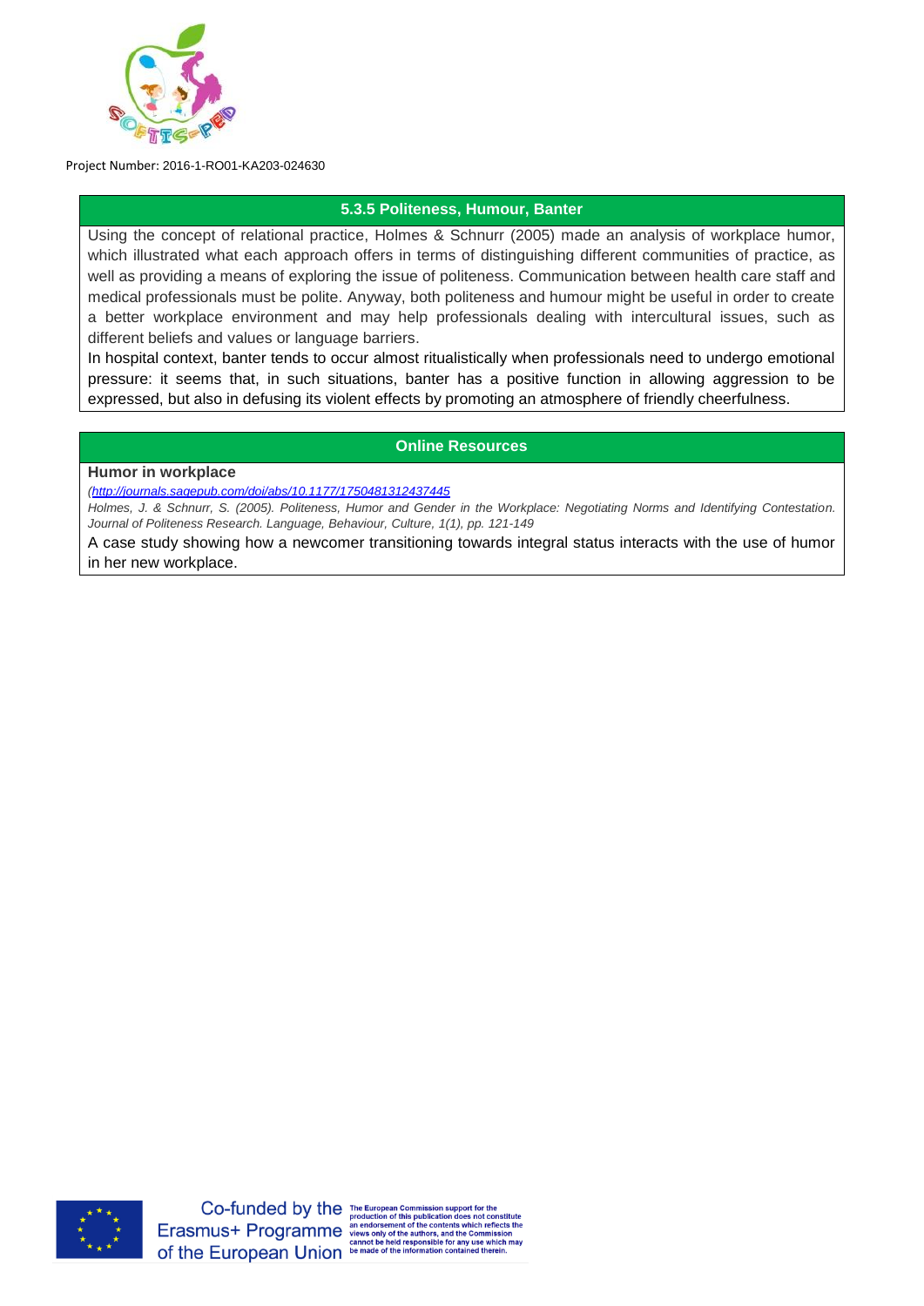### 5.3.5 Politeness, Humour, Banter

Using the concept of relational practice, Holmes & Schnurr (2005) made an analysis of workplace humor, which illustrated what each approach offers in terms of distinguishing different communities of practice, as well as providing a means of exploring the issue of politeness. Communication between health care staff and medical professionals must be polite. Anyway, both politeness and humour might be useful in order to create a better workplace environment and may help professionals dealing with intercultural issues, such as different beliefs and values or language barriers.

In hospital context, banter tends to occur almost ritualistically when professionals need to undergo emotional pressure: it seems that, in such situations, banter has a positive function in allowing aggression to be expressed, but also in defusing its violent effects by promoting an atmosphere of friendly cheerfulness.

### Online Resources

**Humor in workplace**

*(http://journals.sagepub.com/doi/abs/10.1177/1750481312437445*

*Holmes, J. & Schnurr, S. (2005). Politeness, Humor and Gender in the Workplace: Negotiating Norms and Identifying Contestation. Journal of Politeness Research. Language, Behaviour, Culture, 1(1), pp. 121-149*

A case study showing how a newcomer transitioning towards integral status interacts with the use of humor in her new workplace.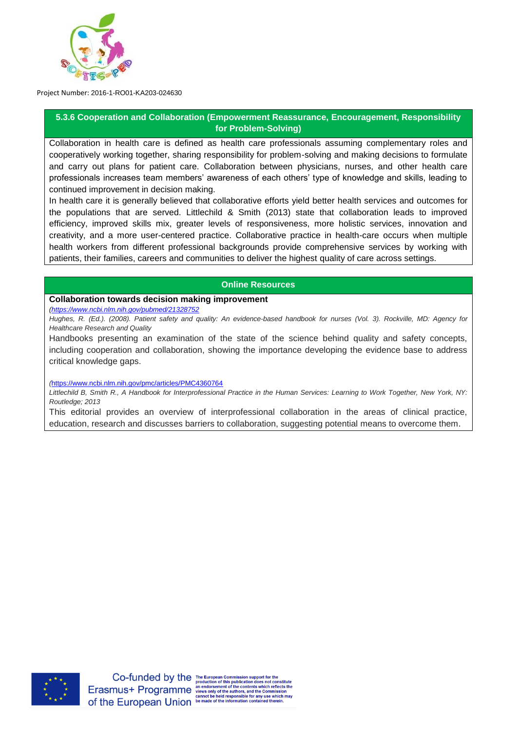### 5.3.6 Cooperation and Collaboration (Empowerment Reassurance, Encouragement, Responsibility for Problem-Solving)

Collaboration in health care is defined as health care professionals assuming complementary roles and cooperatively working together, sharing responsibility for problem-solving and making decisions to formulate and carry out plans for patient care. Collaboration between physicians, nurses, and other health care professionals increases team members' awareness of each others' type of knowledge and skills, leading to continued improvement in decision making.

In health care it is generally believed that collaborative efforts yield better health services and outcomes for the populations that are served. Littlechild & Smith (2013) state that collaboration leads to improved efficiency, improved skills mix, greater levels of responsiveness, more holistic services, innovation and creativity, and a more user-centered practice. Collaborative practice in health-care occurs when multiple health workers from different professional backgrounds provide comprehensive services by working with patients, their families, careers and communities to deliver the highest quality of care across settings.

### Online Resources

**Collaboration towards decision making improvement**

*(https://www.ncbi.nlm.nih.gov/pubmed/21328752*

*Hughes, R. (Ed.). (2008). Patient safety and quality: An evidence-based handbook for nurses (Vol. 3). Rockville, MD: Agency for Healthcare Research and Quality*

Handbooks presenting an examination of the state of the science behind quality and safety concepts, including cooperation and collaboration, showing the importance developing the evidence base to address critical knowledge gaps.

*(https://www.ncbi.nlm.nih.gov/pmc/articles/PMC4360764*

*Littlechild B, Smith R., A Handbook for Interprofessional Practice in the Human Services: Learning to Work Together, New York, NY: Routledge; 2013*

This editorial provides an overview of interprofessional collaboration in the areas of clinical practice, education, research and discusses barriers to collaboration, suggesting potential means to overcome them.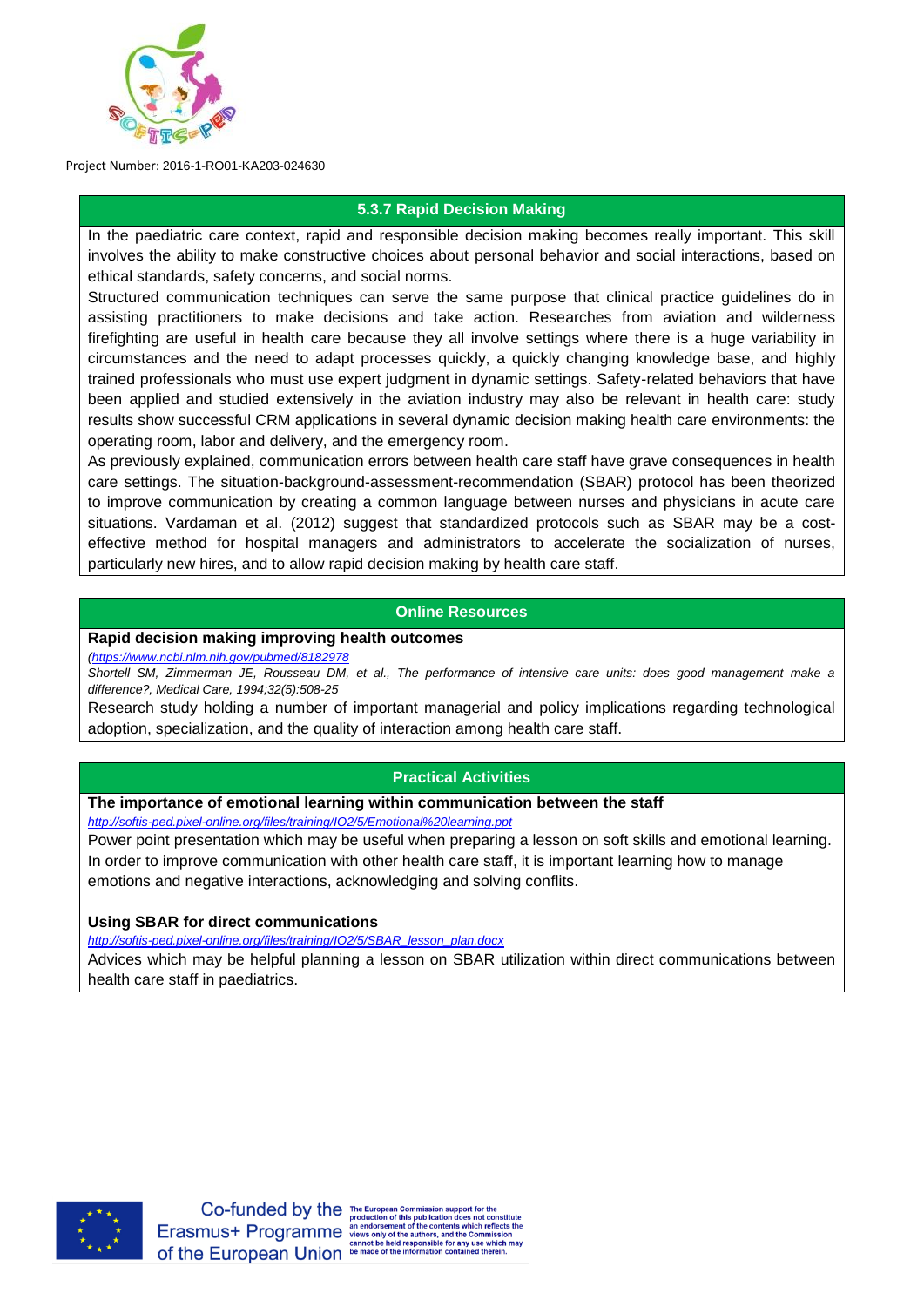### 5.3.7 Rapid Decision Making

In the paediatric care context, rapid and responsible decision making becomes really important. This skill involves the ability to make constructive choices about personal behavior and social interactions, based on ethical standards, safety concerns, and social norms.

Structured communication techniques can serve the same purpose that clinical practice guidelines do in assisting practitioners to make decisions and take action. Researches from aviation and wilderness firefighting are useful in health care because they all involve settings where there is a huge variability in circumstances and the need to adapt processes quickly, a quickly changing knowledge base, and highly trained professionals who must use expert judgment in dynamic settings. Safety-related behaviors that have been applied and studied extensively in the aviation industry may also be relevant in health care: study results show successful CRM applications in several dynamic decision making health care environments: the operating room, labor and delivery, and the emergency room.

As previously explained, communication errors between health care staff have grave consequences in health care settings. The situation-background-assessment-recommendation (SBAR) protocol has been theorized to improve communication by creating a common language between nurses and physicians in acute care situations. Vardaman et al. (2012) suggest that standardized protocols such as SBAR may be a cost-effective method for hospital managers and administrators to accelerate the socialization of nurses, particularly new hires, and to allow rapid decision making by health care staff.

### Online Resources

**Rapid decision making improving health outcomes**

*(https://www.ncbi.nlm.nih.gov/pubmed/8182978*

*Shortell SM, Zimmerman JE, Rousseau DM, et al., The performance of intensive care units: does good management make a difference?, Medical Care, 1994;32(5):508-25*

Research study holding a number of important managerial and policy implications regarding technological adoption, specialization, and the quality of interaction among health care staff.

### Practical Activities

**The importance of emotional learning within communication between the staff**

*http://softis-ped.pixel-online.org/files/training/IO2/5/Emotional%20learning.ppt*

Power point presentation which may be useful when preparing a lesson on soft skills and emotional learning. In order to improve communication with other health care staff, it is important learning how to manage emotions and negative interactions, acknowledging and solving conflits.

**Using SBAR for direct communications**

*http://softis-ped.pixel-online.org/files/training/IO2/5/SBAR_lesson_plan.docx*

Advices which may be helpful planning a lesson on SBAR utilization within direct communications between health care staff in paediatrics.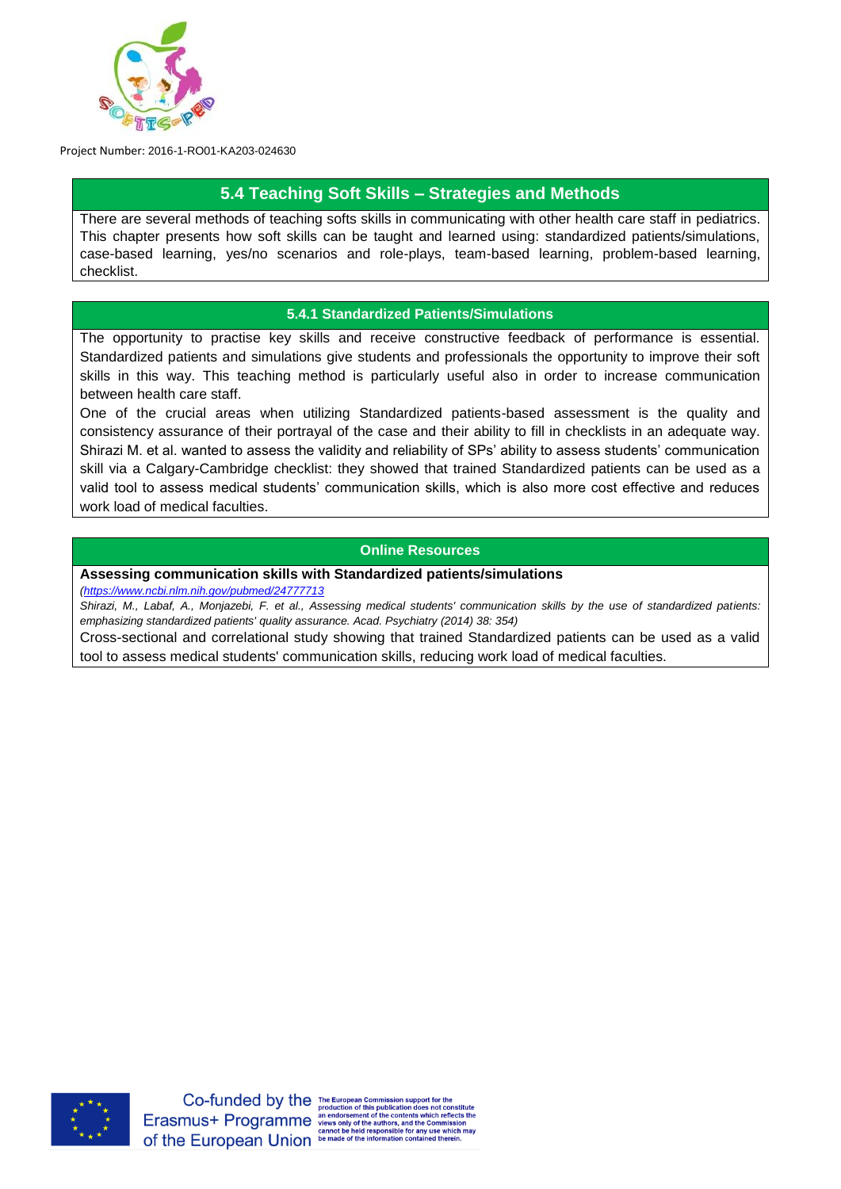## 5.4 Teaching Soft Skills – Strategies and Methods

There are several methods of teaching softs skills in communicating with other health care staff in pediatrics. This chapter presents how soft skills can be taught and learned using: standardized patients/simulations, case-based learning, yes/no scenarios and role-plays, team-based learning, problem-based learning, checklist.

### 5.4.1 Standardized Patients/Simulations

The opportunity to practise key skills and receive constructive feedback of performance is essential. Standardized patients and simulations give students and professionals the opportunity to improve their soft skills in this way. This teaching method is particularly useful also in order to increase communication between health care staff.

One of the crucial areas when utilizing Standardized patients-based assessment is the quality and consistency assurance of their portrayal of the case and their ability to fill in checklists in an adequate way. Shirazi M. et al. wanted to assess the validity and reliability of SPs' ability to assess students' communication skill via a Calgary-Cambridge checklist: they showed that trained Standardized patients can be used as a valid tool to assess medical students' communication skills, which is also more cost effective and reduces work load of medical faculties.

#### Online Resources

**Assessing communication skills with Standardized patients/simulations**

*(https://www.ncbi.nlm.nih.gov/pubmed/24777713*

*Shirazi, M., Labaf, A., Monjazebi, F. et al., Assessing medical students' communication skills by the use of standardized patients: emphasizing standardized patients' quality assurance. Acad. Psychiatry (2014) 38: 354)*

Cross-sectional and correlational study showing that trained Standardized patients can be used as a valid tool to assess medical students' communication skills, reducing work load of medical faculties.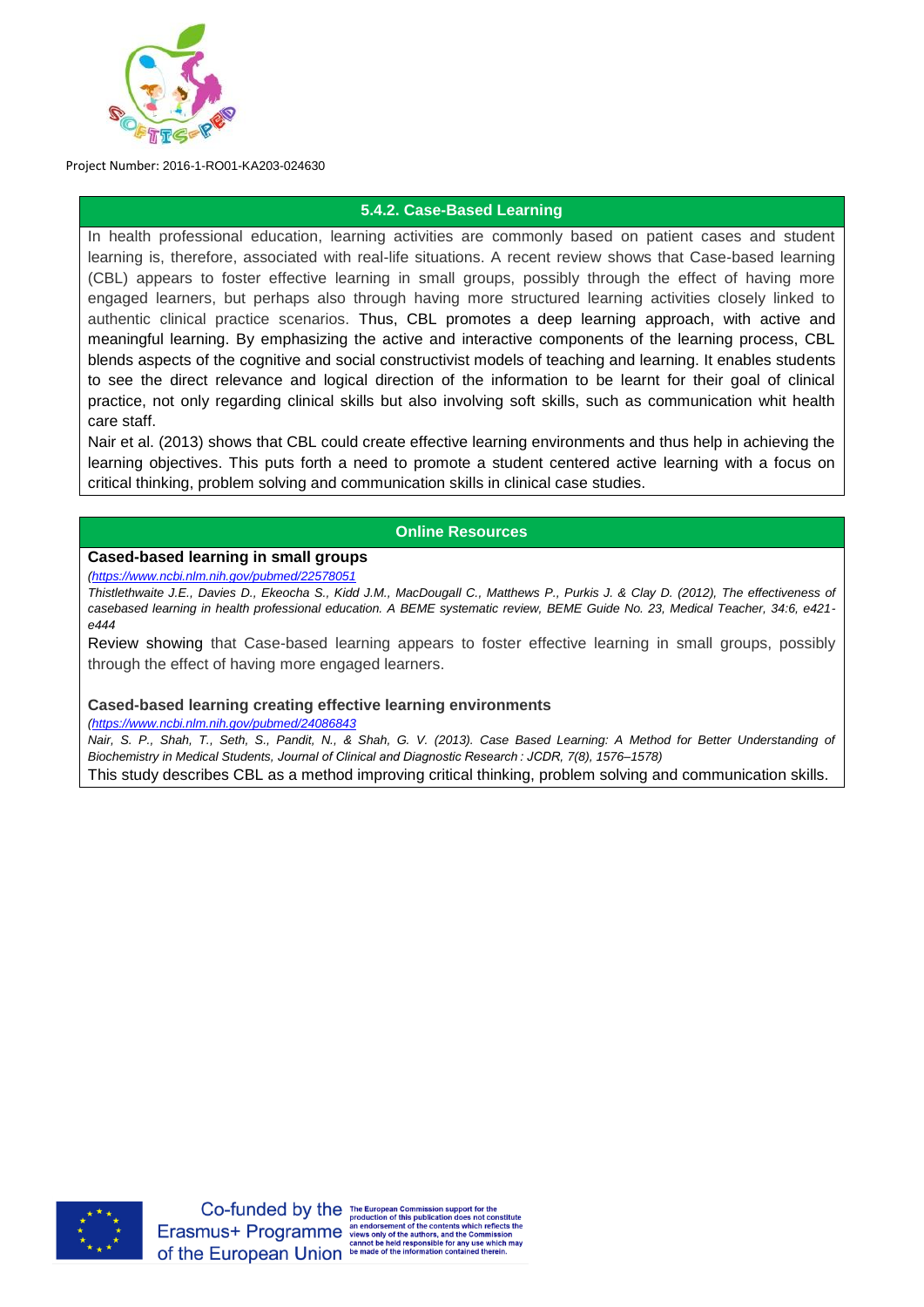## 5.4.2. Case-Based Learning

In health professional education, learning activities are commonly based on patient cases and student learning is, therefore, associated with real-life situations. A recent review shows that Case-based learning (CBL) appears to foster effective learning in small groups, possibly through the effect of having more engaged learners, but perhaps also through having more structured learning activities closely linked to authentic clinical practice scenarios. Thus, CBL promotes a deep learning approach, with active and meaningful learning. By emphasizing the active and interactive components of the learning process, CBL blends aspects of the cognitive and social constructivist models of teaching and learning. It enables students to see the direct relevance and logical direction of the information to be learnt for their goal of clinical practice, not only regarding clinical skills but also involving soft skills, such as communication whit health care staff.

Nair et al. (2013) shows that CBL could create effective learning environments and thus help in achieving the learning objectives. This puts forth a need to promote a student centered active learning with a focus on critical thinking, problem solving and communication skills in clinical case studies.

## Online Resources

**Cased-based learning in small groups**

*(https://www.ncbi.nlm.nih.gov/pubmed/22578051*

*Thistlethwaite J.E., Davies D., Ekeocha S., Kidd J.M., MacDougall C., Matthews P., Purkis J. & Clay D. (2012), The effectiveness of casebased learning in health professional education. A BEME systematic review, BEME Guide No. 23, Medical Teacher, 34:6, e421-e444*

Review showing that Case-based learning appears to foster effective learning in small groups, possibly through the effect of having more engaged learners.

**Cased-based learning creating effective learning environments**

*(https://www.ncbi.nlm.nih.gov/pubmed/24086843*

*Nair, S. P., Shah, T., Seth, S., Pandit, N., & Shah, G. V. (2013). Case Based Learning: A Method for Better Understanding of Biochemistry in Medical Students, Journal of Clinical and Diagnostic Research : JCDR, 7(8), 1576–1578)*

This study describes CBL as a method improving critical thinking, problem solving and communication skills.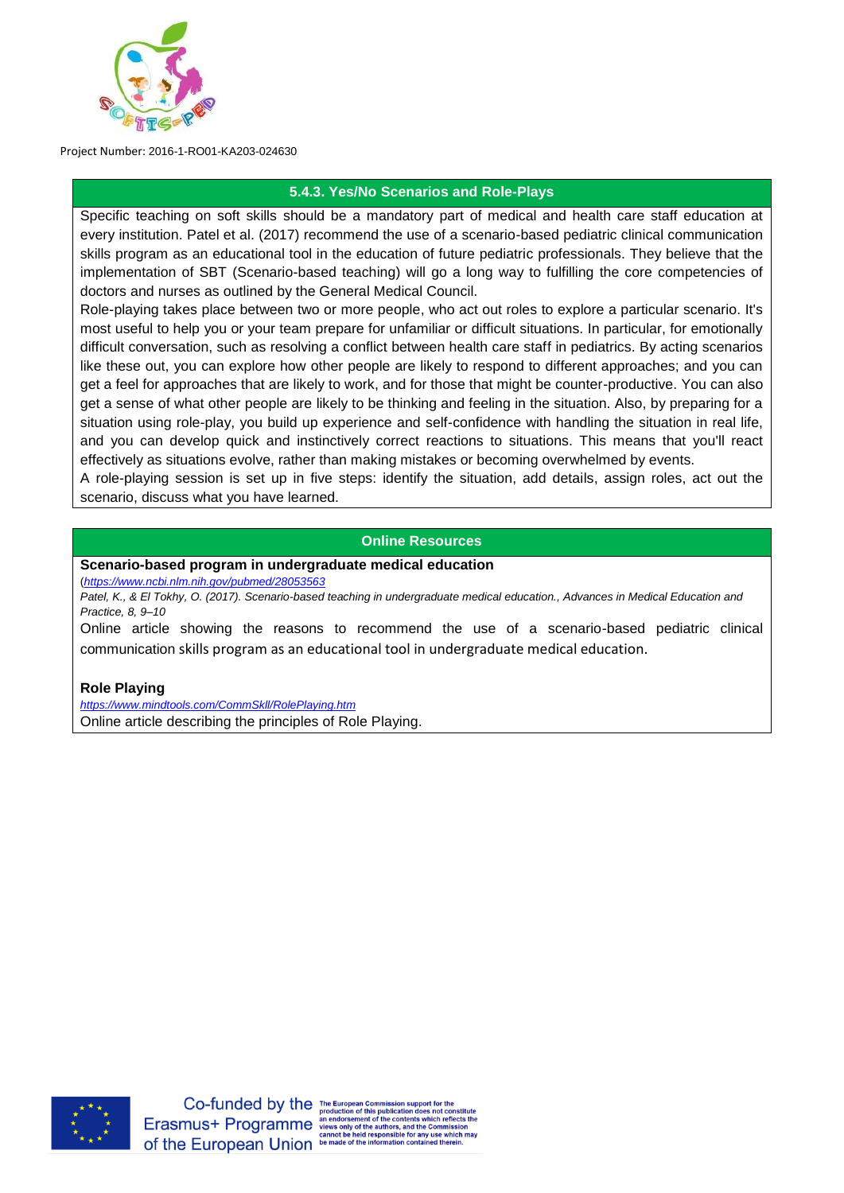### 5.4.3. Yes/No Scenarios and Role-Plays

Specific teaching on soft skills should be a mandatory part of medical and health care staff education at every institution. Patel et al. (2017) recommend the use of a scenario-based pediatric clinical communication skills program as an educational tool in the education of future pediatric professionals. They believe that the implementation of SBT (Scenario-based teaching) will go a long way to fulfilling the core competencies of doctors and nurses as outlined by the General Medical Council.

Role-playing takes place between two or more people, who act out roles to explore a particular scenario. It's most useful to help you or your team prepare for unfamiliar or difficult situations. In particular, for emotionally difficult conversation, such as resolving a conflict between health care staff in pediatrics. By acting scenarios like these out, you can explore how other people are likely to respond to different approaches; and you can get a feel for approaches that are likely to work, and for those that might be counter-productive. You can also get a sense of what other people are likely to be thinking and feeling in the situation. Also, by preparing for a situation using role-play, you build up experience and self-confidence with handling the situation in real life, and you can develop quick and instinctively correct reactions to situations. This means that you'll react effectively as situations evolve, rather than making mistakes or becoming overwhelmed by events.

A role-playing session is set up in five steps: identify the situation, add details, assign roles, act out the scenario, discuss what you have learned.

### Online Resources

**Scenario-based program in undergraduate medical education**

(*https://www.ncbi.nlm.nih.gov/pubmed/28053563*

*Patel, K., & El Tokhy, O. (2017). Scenario-based teaching in undergraduate medical education., Advances in Medical Education and Practice, 8, 9–10*

Online article showing the reasons to recommend the use of a scenario-based pediatric clinical communication skills program as an educational tool in undergraduate medical education.

**Role Playing**

*https://www.mindtools.com/CommSkll/RolePlaying.htm*

Online article describing the principles of Role Playing.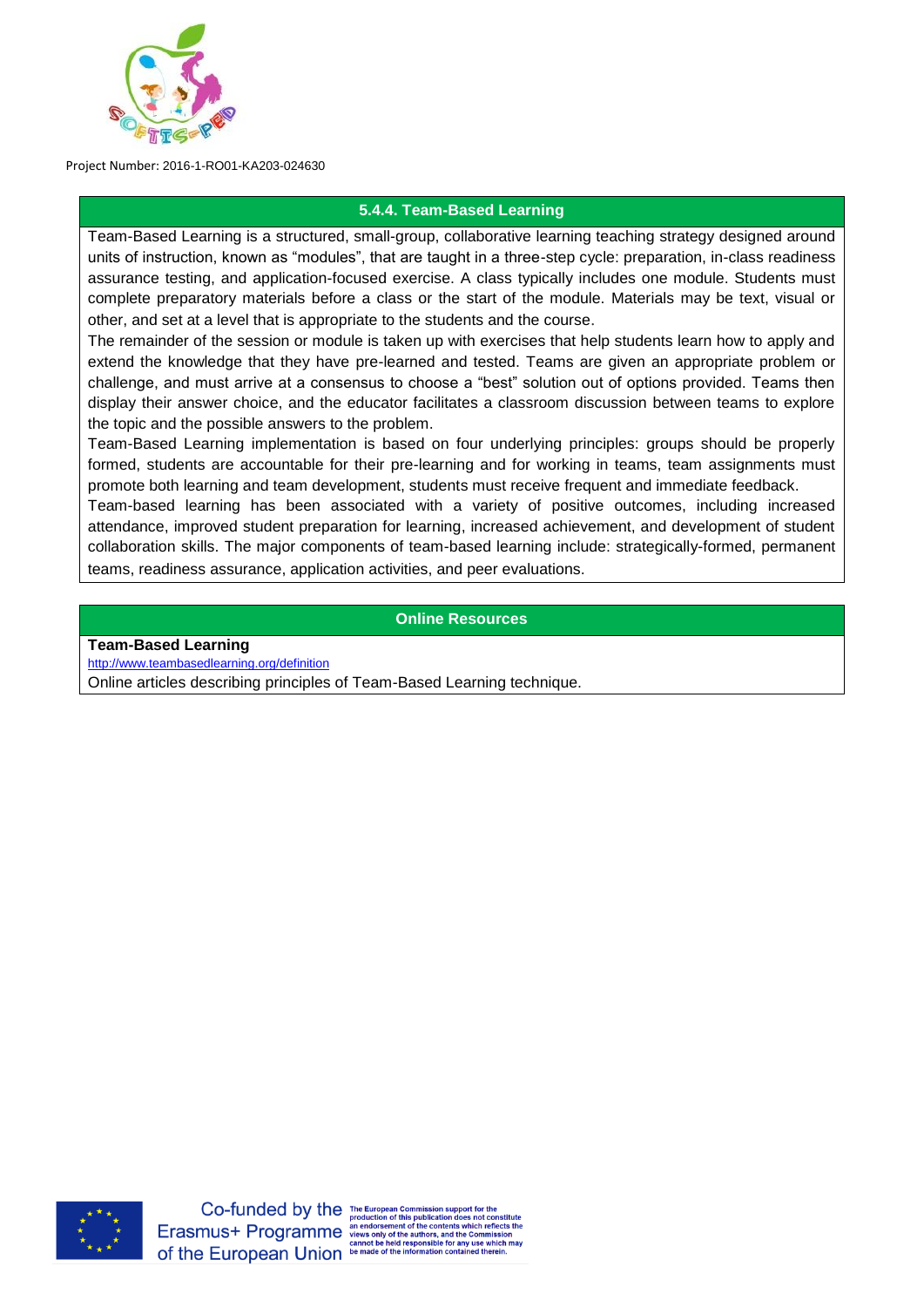### 5.4.4. Team-Based Learning

Team-Based Learning is a structured, small-group, collaborative learning teaching strategy designed around units of instruction, known as "modules", that are taught in a three-step cycle: preparation, in-class readiness assurance testing, and application-focused exercise. A class typically includes one module. Students must complete preparatory materials before a class or the start of the module. Materials may be text, visual or other, and set at a level that is appropriate to the students and the course.

The remainder of the session or module is taken up with exercises that help students learn how to apply and extend the knowledge that they have pre-learned and tested. Teams are given an appropriate problem or challenge, and must arrive at a consensus to choose a "best" solution out of options provided. Teams then display their answer choice, and the educator facilitates a classroom discussion between teams to explore the topic and the possible answers to the problem.

Team-Based Learning implementation is based on four underlying principles: groups should be properly formed, students are accountable for their pre-learning and for working in teams, team assignments must promote both learning and team development, students must receive frequent and immediate feedback.

Team-based learning has been associated with a variety of positive outcomes, including increased attendance, improved student preparation for learning, increased achievement, and development of student collaboration skills. The major components of team-based learning include: strategically-formed, permanent teams, readiness assurance, application activities, and peer evaluations.

### Online Resources

**Team-Based Learning**

http://www.teambasedlearning.org/definition

Online articles describing principles of Team-Based Learning technique.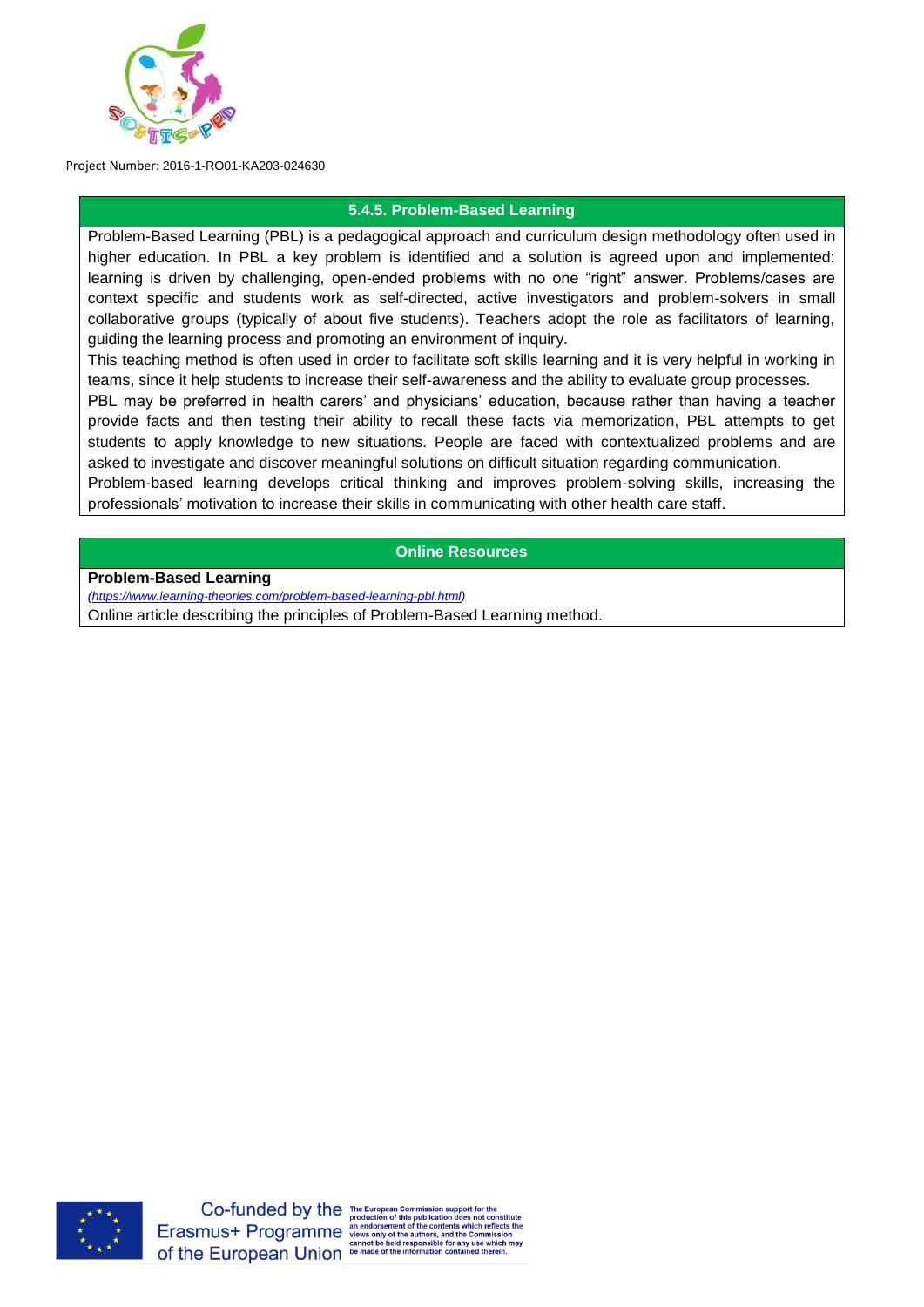### 5.4.5. Problem-Based Learning

Problem-Based Learning (PBL) is a pedagogical approach and curriculum design methodology often used in higher education. In PBL a key problem is identified and a solution is agreed upon and implemented: learning is driven by challenging, open-ended problems with no one "right" answer. Problems/cases are context specific and students work as self-directed, active investigators and problem-solvers in small collaborative groups (typically of about five students). Teachers adopt the role as facilitators of learning, guiding the learning process and promoting an environment of inquiry.

This teaching method is often used in order to facilitate soft skills learning and it is very helpful in working in teams, since it help students to increase their self-awareness and the ability to evaluate group processes.

PBL may be preferred in health carers' and physicians' education, because rather than having a teacher provide facts and then testing their ability to recall these facts via memorization, PBL attempts to get students to apply knowledge to new situations. People are faced with contextualized problems and are asked to investigate and discover meaningful solutions on difficult situation regarding communication.

Problem-based learning develops critical thinking and improves problem-solving skills, increasing the professionals' motivation to increase their skills in communicating with other health care staff.

### Online Resources

**Problem-Based Learning**

*(https://www.learning-theories.com/problem-based-learning-pbl.html)*

Online article describing the principles of Problem-Based Learning method.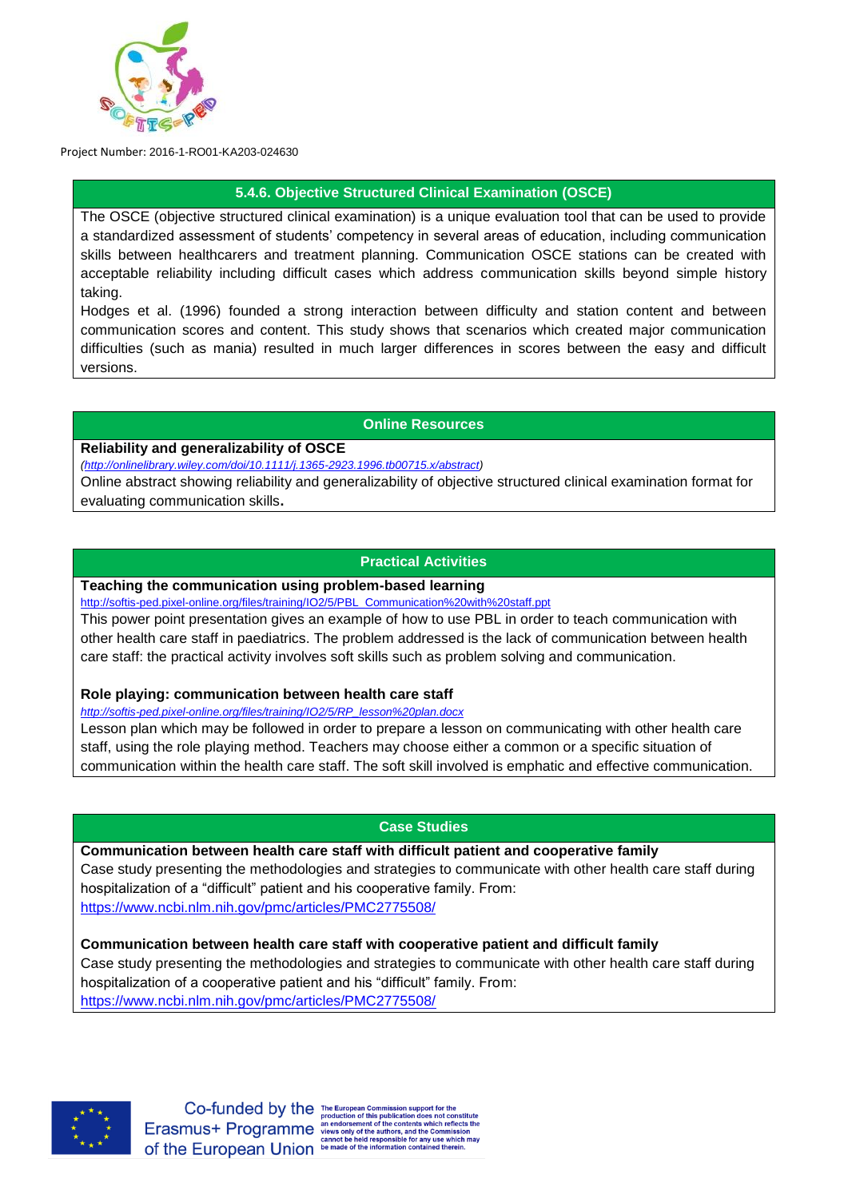### 5.4.6. Objective Structured Clinical Examination (OSCE)

The OSCE (objective structured clinical examination) is a unique evaluation tool that can be used to provide a standardized assessment of students' competency in several areas of education, including communication skills between healthcarers and treatment planning. Communication OSCE stations can be created with acceptable reliability including difficult cases which address communication skills beyond simple history taking.

Hodges et al. (1996) founded a strong interaction between difficulty and station content and between communication scores and content. This study shows that scenarios which created major communication difficulties (such as mania) resulted in much larger differences in scores between the easy and difficult versions.

### Online Resources

**Reliability and generalizability of OSCE**

*(http://onlinelibrary.wiley.com/doi/10.1111/j.1365-2923.1996.tb00715.x/abstract)*

Online abstract showing reliability and generalizability of objective structured clinical examination format for evaluating communication skills**.**

### Practical Activities

**Teaching the communication using problem-based learning**

http://softis-ped.pixel-online.org/files/training/IO2/5/PBL_Communication%20with%20staff.ppt

This power point presentation gives an example of how to use PBL in order to teach communication with other health care staff in paediatrics. The problem addressed is the lack of communication between health care staff: the practical activity involves soft skills such as problem solving and communication.

**Role playing: communication between health care staff**

*http://softis-ped.pixel-online.org/files/training/IO2/5/RP_lesson%20plan.docx*

Lesson plan which may be followed in order to prepare a lesson on communicating with other health care staff, using the role playing method. Teachers may choose either a common or a specific situation of communication within the health care staff. The soft skill involved is emphatic and effective communication.

### Case Studies

**Communication between health care staff with difficult patient and cooperative family**

Case study presenting the methodologies and strategies to communicate with other health care staff during hospitalization of a "difficult" patient and his cooperative family. From: https://www.ncbi.nlm.nih.gov/pmc/articles/PMC2775508/

**Communication between health care staff with cooperative patient and difficult family**

Case study presenting the methodologies and strategies to communicate with other health care staff during hospitalization of a cooperative patient and his "difficult" family. From: https://www.ncbi.nlm.nih.gov/pmc/articles/PMC2775508/